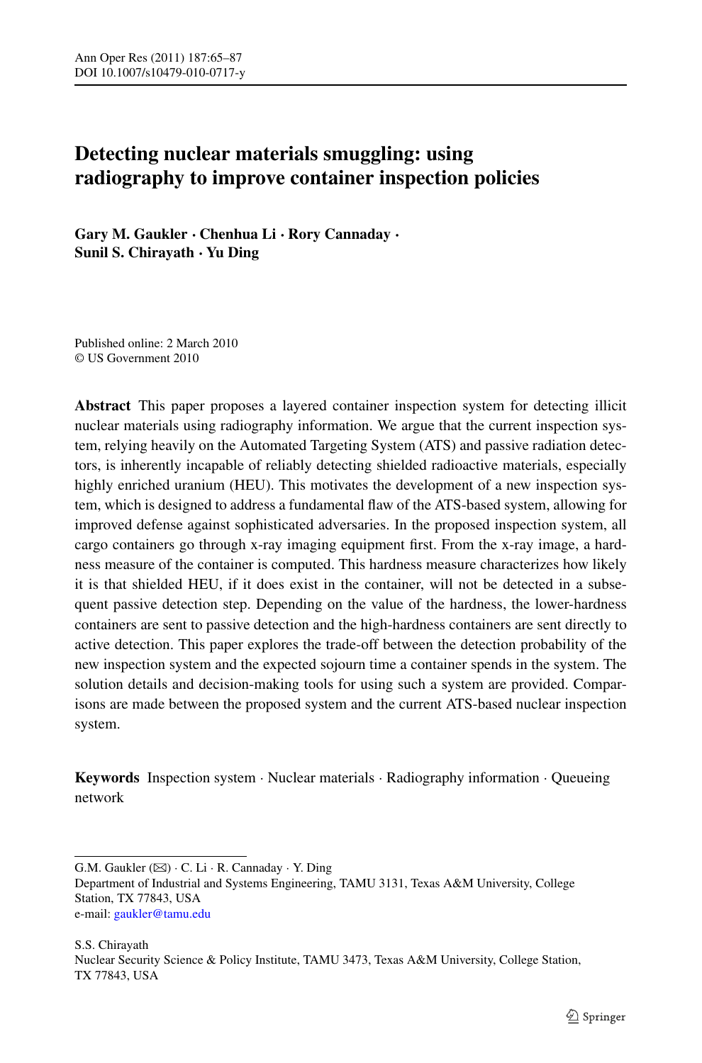# Detecting nuclear materials smuggling: using radiography to improve container inspection policies

**Gary M. Gaukler · Chenhua Li · Rory Cannaday · Sunil S. Chirayath · Yu Ding**

Published online: 2 March 2010
© US Government 2010

**Abstract** This paper proposes a layered container inspection system for detecting illicit nuclear materials using radiography information. We argue that the current inspection system, relying heavily on the Automated Targeting System (ATS) and passive radiation detectors, is inherently incapable of reliably detecting shielded radioactive materials, especially highly enriched uranium (HEU). This motivates the development of a new inspection system, which is designed to address a fundamental flaw of the ATS-based system, allowing for improved defense against sophisticated adversaries. In the proposed inspection system, all cargo containers go through x-ray imaging equipment first. From the x-ray image, a hardness measure of the container is computed. This hardness measure characterizes how likely it is that shielded HEU, if it does exist in the container, will not be detected in a subsequent passive detection step. Depending on the value of the hardness, the lower-hardness containers are sent to passive detection and the high-hardness containers are sent directly to active detection. This paper explores the trade-off between the detection probability of the new inspection system and the expected sojourn time a container spends in the system. The solution details and decision-making tools for using such a system are provided. Comparisons are made between the proposed system and the current ATS-based nuclear inspection system.

**Keywords** Inspection system · Nuclear materials · Radiography information · Queueing network

---

G.M. Gaukler (✉) · C. Li · R. Cannaday · Y. Ding
Department of Industrial and Systems Engineering, TAMU 3131, Texas A&M University, College Station, TX 77843, USA
e-mail: gaukler@tamu.edu

S.S. Chirayath
Nuclear Security Science & Policy Institute, TAMU 3473, Texas A&M University, College Station, TX 77843, USA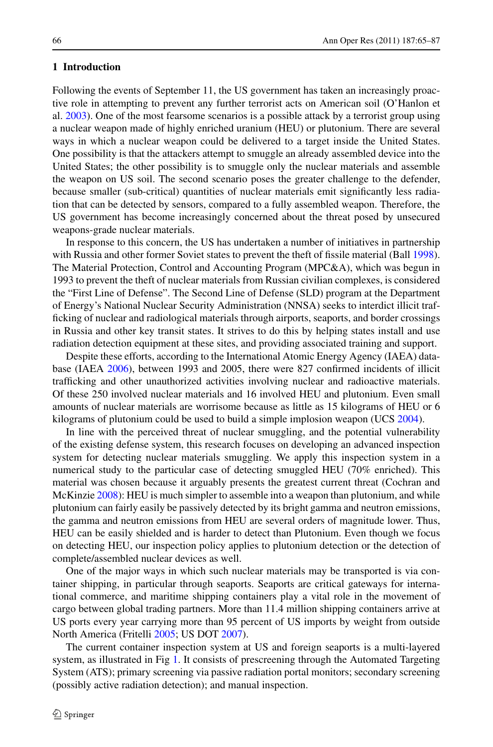## 1 Introduction

Following the events of September 11, the US government has taken an increasingly proactive role in attempting to prevent any further terrorist acts on American soil (O'Hanlon et al. 2003). One of the most fearsome scenarios is a possible attack by a terrorist group using a nuclear weapon made of highly enriched uranium (HEU) or plutonium. There are several ways in which a nuclear weapon could be delivered to a target inside the United States. One possibility is that the attackers attempt to smuggle an already assembled device into the United States; the other possibility is to smuggle only the nuclear materials and assemble the weapon on US soil. The second scenario poses the greater challenge to the defender, because smaller (sub-critical) quantities of nuclear materials emit significantly less radiation that can be detected by sensors, compared to a fully assembled weapon. Therefore, the US government has become increasingly concerned about the threat posed by unsecured weapons-grade nuclear materials.

In response to this concern, the US has undertaken a number of initiatives in partnership with Russia and other former Soviet states to prevent the theft of fissile material (Ball 1998). The Material Protection, Control and Accounting Program (MPC&A), which was begun in 1993 to prevent the theft of nuclear materials from Russian civilian complexes, is considered the "First Line of Defense". The Second Line of Defense (SLD) program at the Department of Energy's National Nuclear Security Administration (NNSA) seeks to interdict illicit trafficking of nuclear and radiological materials through airports, seaports, and border crossings in Russia and other key transit states. It strives to do this by helping states install and use radiation detection equipment at these sites, and providing associated training and support.

Despite these efforts, according to the International Atomic Energy Agency (IAEA) database (IAEA 2006), between 1993 and 2005, there were 827 confirmed incidents of illicit trafficking and other unauthorized activities involving nuclear and radioactive materials. Of these 250 involved nuclear materials and 16 involved HEU and plutonium. Even small amounts of nuclear materials are worrisome because as little as 15 kilograms of HEU or 6 kilograms of plutonium could be used to build a simple implosion weapon (UCS 2004).

In line with the perceived threat of nuclear smuggling, and the potential vulnerability of the existing defense system, this research focuses on developing an advanced inspection system for detecting nuclear materials smuggling. We apply this inspection system in a numerical study to the particular case of detecting smuggled HEU (70% enriched). This material was chosen because it arguably presents the greatest current threat (Cochran and McKinzie 2008): HEU is much simpler to assemble into a weapon than plutonium, and while plutonium can fairly easily be passively detected by its bright gamma and neutron emissions, the gamma and neutron emissions from HEU are several orders of magnitude lower. Thus, HEU can be easily shielded and is harder to detect than Plutonium. Even though we focus on detecting HEU, our inspection policy applies to plutonium detection or the detection of complete/assembled nuclear devices as well.

One of the major ways in which such nuclear materials may be transported is via container shipping, in particular through seaports. Seaports are critical gateways for international commerce, and maritime shipping containers play a vital role in the movement of cargo between global trading partners. More than 11.4 million shipping containers arrive at US ports every year carrying more than 95 percent of US imports by weight from outside North America (Fritelli 2005; US DOT 2007).

The current container inspection system at US and foreign seaports is a multi-layered system, as illustrated in Fig 1. It consists of prescreening through the Automated Targeting System (ATS); primary screening via passive radiation portal monitors; secondary screening (possibly active radiation detection); and manual inspection.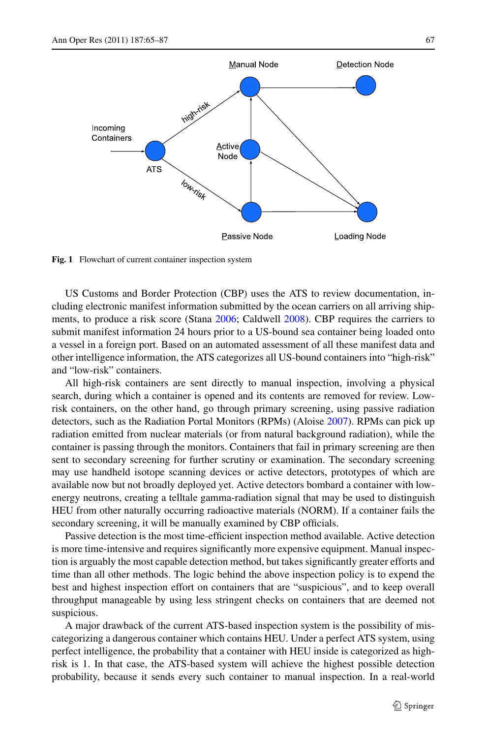**Fig. 1** Flowchart of current container inspection system

US Customs and Border Protection (CBP) uses the ATS to review documentation, including electronic manifest information submitted by the ocean carriers on all arriving shipments, to produce a risk score (Stana 2006; Caldwell 2008). CBP requires the carriers to submit manifest information 24 hours prior to a US-bound sea container being loaded onto a vessel in a foreign port. Based on an automated assessment of all these manifest data and other intelligence information, the ATS categorizes all US-bound containers into "high-risk" and "low-risk" containers.

All high-risk containers are sent directly to manual inspection, involving a physical search, during which a container is opened and its contents are removed for review. Low-risk containers, on the other hand, go through primary screening, using passive radiation detectors, such as the Radiation Portal Monitors (RPMs) (Aloise 2007). RPMs can pick up radiation emitted from nuclear materials (or from natural background radiation), while the container is passing through the monitors. Containers that fail in primary screening are then sent to secondary screening for further scrutiny or examination. The secondary screening may use handheld isotope scanning devices or active detectors, prototypes of which are available now but not broadly deployed yet. Active detectors bombard a container with low-energy neutrons, creating a telltale gamma-radiation signal that may be used to distinguish HEU from other naturally occurring radioactive materials (NORM). If a container fails the secondary screening, it will be manually examined by CBP officials.

Passive detection is the most time-efficient inspection method available. Active detection is more time-intensive and requires significantly more expensive equipment. Manual inspection is arguably the most capable detection method, but takes significantly greater efforts and time than all other methods. The logic behind the above inspection policy is to expend the best and highest inspection effort on containers that are "suspicious", and to keep overall throughput manageable by using less stringent checks on containers that are deemed not suspicious.

A major drawback of the current ATS-based inspection system is the possibility of miscategorizing a dangerous container which contains HEU. Under a perfect ATS system, using perfect intelligence, the probability that a container with HEU inside is categorized as high-risk is 1. In that case, the ATS-based system will achieve the highest possible detection probability, because it sends every such container to manual inspection. In a real-world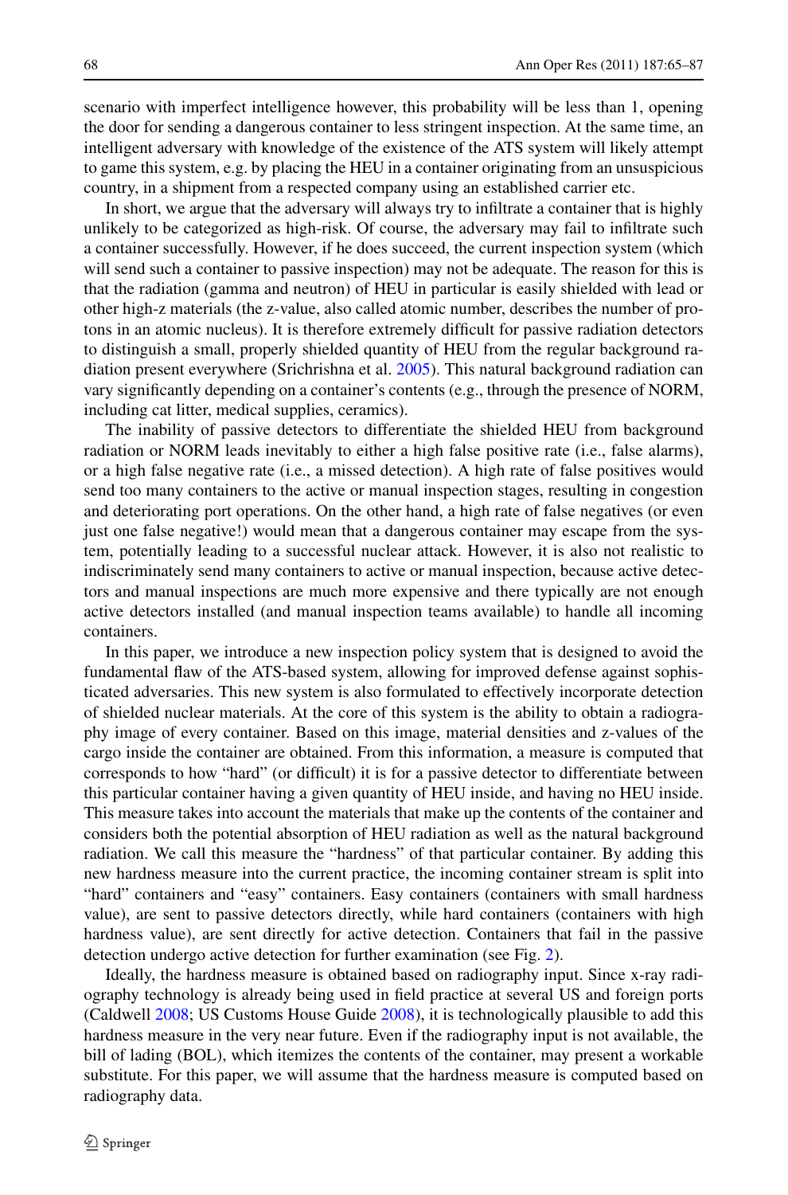scenario with imperfect intelligence however, this probability will be less than 1, opening the door for sending a dangerous container to less stringent inspection. At the same time, an intelligent adversary with knowledge of the existence of the ATS system will likely attempt to game this system, e.g. by placing the HEU in a container originating from an unsuspicious country, in a shipment from a respected company using an established carrier etc.

In short, we argue that the adversary will always try to infiltrate a container that is highly unlikely to be categorized as high-risk. Of course, the adversary may fail to infiltrate such a container successfully. However, if he does succeed, the current inspection system (which will send such a container to passive inspection) may not be adequate. The reason for this is that the radiation (gamma and neutron) of HEU in particular is easily shielded with lead or other high-z materials (the z-value, also called atomic number, describes the number of protons in an atomic nucleus). It is therefore extremely difficult for passive radiation detectors to distinguish a small, properly shielded quantity of HEU from the regular background radiation present everywhere (Srichrishna et al. 2005). This natural background radiation can vary significantly depending on a container's contents (e.g., through the presence of NORM, including cat litter, medical supplies, ceramics).

The inability of passive detectors to differentiate the shielded HEU from background radiation or NORM leads inevitably to either a high false positive rate (i.e., false alarms), or a high false negative rate (i.e., a missed detection). A high rate of false positives would send too many containers to the active or manual inspection stages, resulting in congestion and deteriorating port operations. On the other hand, a high rate of false negatives (or even just one false negative!) would mean that a dangerous container may escape from the system, potentially leading to a successful nuclear attack. However, it is also not realistic to indiscriminately send many containers to active or manual inspection, because active detectors and manual inspections are much more expensive and there typically are not enough active detectors installed (and manual inspection teams available) to handle all incoming containers.

In this paper, we introduce a new inspection policy system that is designed to avoid the fundamental flaw of the ATS-based system, allowing for improved defense against sophisticated adversaries. This new system is also formulated to effectively incorporate detection of shielded nuclear materials. At the core of this system is the ability to obtain a radiography image of every container. Based on this image, material densities and z-values of the cargo inside the container are obtained. From this information, a measure is computed that corresponds to how "hard" (or difficult) it is for a passive detector to differentiate between this particular container having a given quantity of HEU inside, and having no HEU inside. This measure takes into account the materials that make up the contents of the container and considers both the potential absorption of HEU radiation as well as the natural background radiation. We call this measure the "hardness" of that particular container. By adding this new hardness measure into the current practice, the incoming container stream is split into "hard" containers and "easy" containers. Easy containers (containers with small hardness value), are sent to passive detectors directly, while hard containers (containers with high hardness value), are sent directly for active detection. Containers that fail in the passive detection undergo active detection for further examination (see Fig. 2).

Ideally, the hardness measure is obtained based on radiography input. Since x-ray radiography technology is already being used in field practice at several US and foreign ports (Caldwell 2008; US Customs House Guide 2008), it is technologically plausible to add this hardness measure in the very near future. Even if the radiography input is not available, the bill of lading (BOL), which itemizes the contents of the container, may present a workable substitute. For this paper, we will assume that the hardness measure is computed based on radiography data.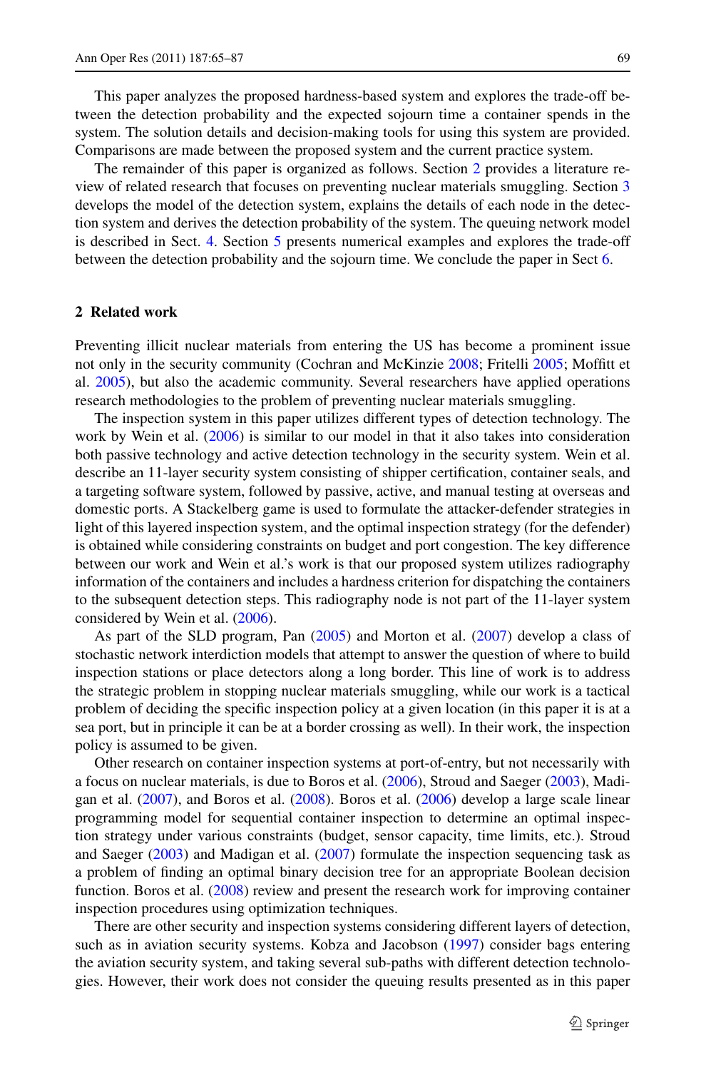This paper analyzes the proposed hardness-based system and explores the trade-off between the detection probability and the expected sojourn time a container spends in the system. The solution details and decision-making tools for using this system are provided. Comparisons are made between the proposed system and the current practice system.

The remainder of this paper is organized as follows. Section 2 provides a literature review of related research that focuses on preventing nuclear materials smuggling. Section 3 develops the model of the detection system, explains the details of each node in the detection system and derives the detection probability of the system. The queuing network model is described in Sect. 4. Section 5 presents numerical examples and explores the trade-off between the detection probability and the sojourn time. We conclude the paper in Sect 6.

## 2 Related work

Preventing illicit nuclear materials from entering the US has become a prominent issue not only in the security community (Cochran and McKinzie 2008; Fritelli 2005; Moffitt et al. 2005), but also the academic community. Several researchers have applied operations research methodologies to the problem of preventing nuclear materials smuggling.

The inspection system in this paper utilizes different types of detection technology. The work by Wein et al. (2006) is similar to our model in that it also takes into consideration both passive technology and active detection technology in the security system. Wein et al. describe an 11-layer security system consisting of shipper certification, container seals, and a targeting software system, followed by passive, active, and manual testing at overseas and domestic ports. A Stackelberg game is used to formulate the attacker-defender strategies in light of this layered inspection system, and the optimal inspection strategy (for the defender) is obtained while considering constraints on budget and port congestion. The key difference between our work and Wein et al.'s work is that our proposed system utilizes radiography information of the containers and includes a hardness criterion for dispatching the containers to the subsequent detection steps. This radiography node is not part of the 11-layer system considered by Wein et al. (2006).

As part of the SLD program, Pan (2005) and Morton et al. (2007) develop a class of stochastic network interdiction models that attempt to answer the question of where to build inspection stations or place detectors along a long border. This line of work is to address the strategic problem in stopping nuclear materials smuggling, while our work is a tactical problem of deciding the specific inspection policy at a given location (in this paper it is at a sea port, but in principle it can be at a border crossing as well). In their work, the inspection policy is assumed to be given.

Other research on container inspection systems at port-of-entry, but not necessarily with a focus on nuclear materials, is due to Boros et al. (2006), Stroud and Saeger (2003), Madigan et al. (2007), and Boros et al. (2008). Boros et al. (2006) develop a large scale linear programming model for sequential container inspection to determine an optimal inspection strategy under various constraints (budget, sensor capacity, time limits, etc.). Stroud and Saeger (2003) and Madigan et al. (2007) formulate the inspection sequencing task as a problem of finding an optimal binary decision tree for an appropriate Boolean decision function. Boros et al. (2008) review and present the research work for improving container inspection procedures using optimization techniques.

There are other security and inspection systems considering different layers of detection, such as in aviation security systems. Kobza and Jacobson (1997) consider bags entering the aviation security system, and taking several sub-paths with different detection technologies. However, their work does not consider the queuing results presented as in this paper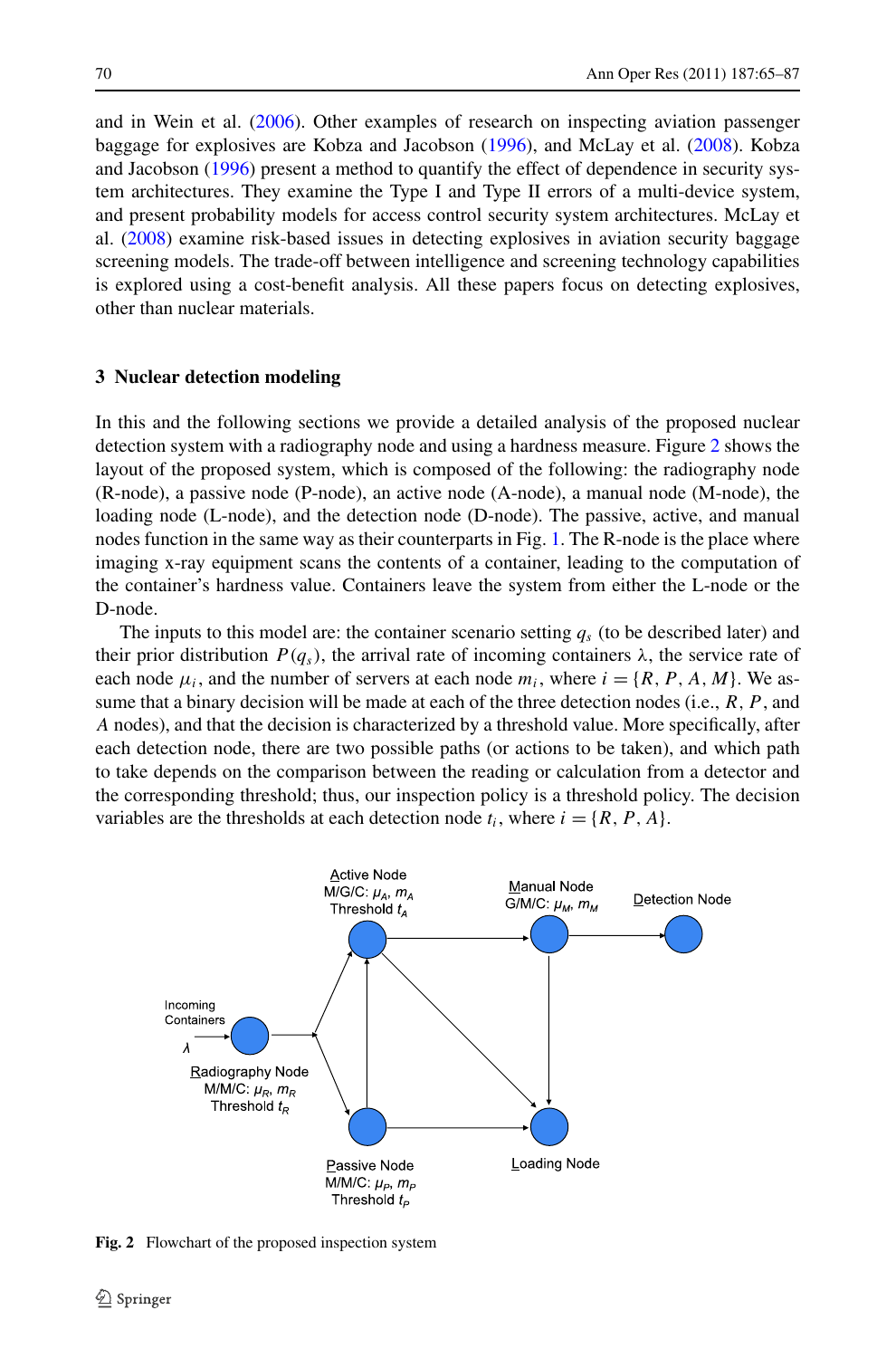and in Wein et al. (2006). Other examples of research on inspecting aviation passenger baggage for explosives are Kobza and Jacobson (1996), and McLay et al. (2008). Kobza and Jacobson (1996) present a method to quantify the effect of dependence in security system architectures. They examine the Type I and Type II errors of a multi-device system, and present probability models for access control security system architectures. McLay et al. (2008) examine risk-based issues in detecting explosives in aviation security baggage screening models. The trade-off between intelligence and screening technology capabilities is explored using a cost-benefit analysis. All these papers focus on detecting explosives, other than nuclear materials.

## 3 Nuclear detection modeling

In this and the following sections we provide a detailed analysis of the proposed nuclear detection system with a radiography node and using a hardness measure. Figure 2 shows the layout of the proposed system, which is composed of the following: the radiography node (R-node), a passive node (P-node), an active node (A-node), a manual node (M-node), the loading node (L-node), and the detection node (D-node). The passive, active, and manual nodes function in the same way as their counterparts in Fig. 1. The R-node is the place where imaging x-ray equipment scans the contents of a container, leading to the computation of the container's hardness value. Containers leave the system from either the L-node or the D-node.

The inputs to this model are: the container scenario setting $q_s$ (to be described later) and their prior distribution $P(q_s)$, the arrival rate of incoming containers $\lambda$, the service rate of each node $\mu_i$, and the number of servers at each node $m_i$, where $i = \{R, P, A, M\}$. We assume that a binary decision will be made at each of the three detection nodes (i.e., $R$, $P$, and $A$ nodes), and that the decision is characterized by a threshold value. More specifically, after each detection node, there are two possible paths (or actions to be taken), and which path to take depends on the comparison between the reading or calculation from a detector and the corresponding threshold; thus, our inspection policy is a threshold policy. The decision variables are the thresholds at each detection node $t_i$, where $i = \{R, P, A\}$.

Active Node M/G/C: $\mu_A$, $m_A$ Threshold $t_A$

Manual Node G/M/C: $\mu_M$, $m_M$

Detection Node

Incoming Containers $\lambda$

Radiography Node M/M/C: $\mu_R$, $m_R$ Threshold $t_R$

Passive Node M/M/C: $\mu_P$, $m_P$ Threshold $t_P$

Loading Node

**Fig. 2** Flowchart of the proposed inspection system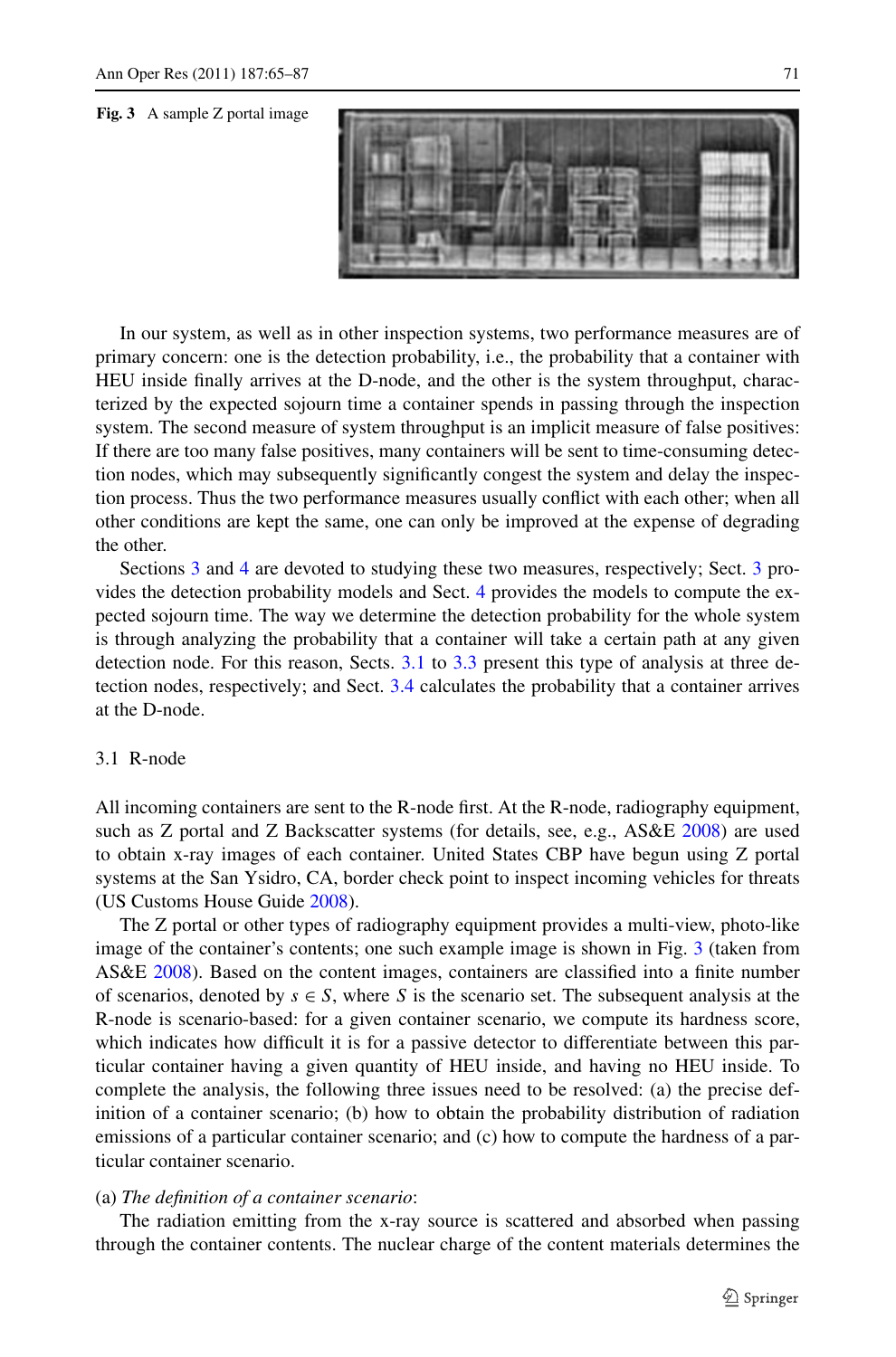**Fig. 3** A sample Z portal image

In our system, as well as in other inspection systems, two performance measures are of primary concern: one is the detection probability, i.e., the probability that a container with HEU inside finally arrives at the D-node, and the other is the system throughput, characterized by the expected sojourn time a container spends in passing through the inspection system. The second measure of system throughput is an implicit measure of false positives: If there are too many false positives, many containers will be sent to time-consuming detection nodes, which may subsequently significantly congest the system and delay the inspection process. Thus the two performance measures usually conflict with each other; when all other conditions are kept the same, one can only be improved at the expense of degrading the other.

Sections 3 and 4 are devoted to studying these two measures, respectively; Sect. 3 provides the detection probability models and Sect. 4 provides the models to compute the expected sojourn time. The way we determine the detection probability for the whole system is through analyzing the probability that a container will take a certain path at any given detection node. For this reason, Sects. 3.1 to 3.3 present this type of analysis at three detection nodes, respectively; and Sect. 3.4 calculates the probability that a container arrives at the D-node.

### 3.1 R-node

All incoming containers are sent to the R-node first. At the R-node, radiography equipment, such as Z portal and Z Backscatter systems (for details, see, e.g., AS&E 2008) are used to obtain x-ray images of each container. United States CBP have begun using Z portal systems at the San Ysidro, CA, border check point to inspect incoming vehicles for threats (US Customs House Guide 2008).

The Z portal or other types of radiography equipment provides a multi-view, photo-like image of the container's contents; one such example image is shown in Fig. 3 (taken from AS&E 2008). Based on the content images, containers are classified into a finite number of scenarios, denoted by $s \in S$, where $S$ is the scenario set. The subsequent analysis at the R-node is scenario-based: for a given container scenario, we compute its hardness score, which indicates how difficult it is for a passive detector to differentiate between this particular container having a given quantity of HEU inside, and having no HEU inside. To complete the analysis, the following three issues need to be resolved: (a) the precise definition of a container scenario; (b) how to obtain the probability distribution of radiation emissions of a particular container scenario; and (c) how to compute the hardness of a particular container scenario.

(a) *The definition of a container scenario*:

The radiation emitting from the x-ray source is scattered and absorbed when passing through the container contents. The nuclear charge of the content materials determines the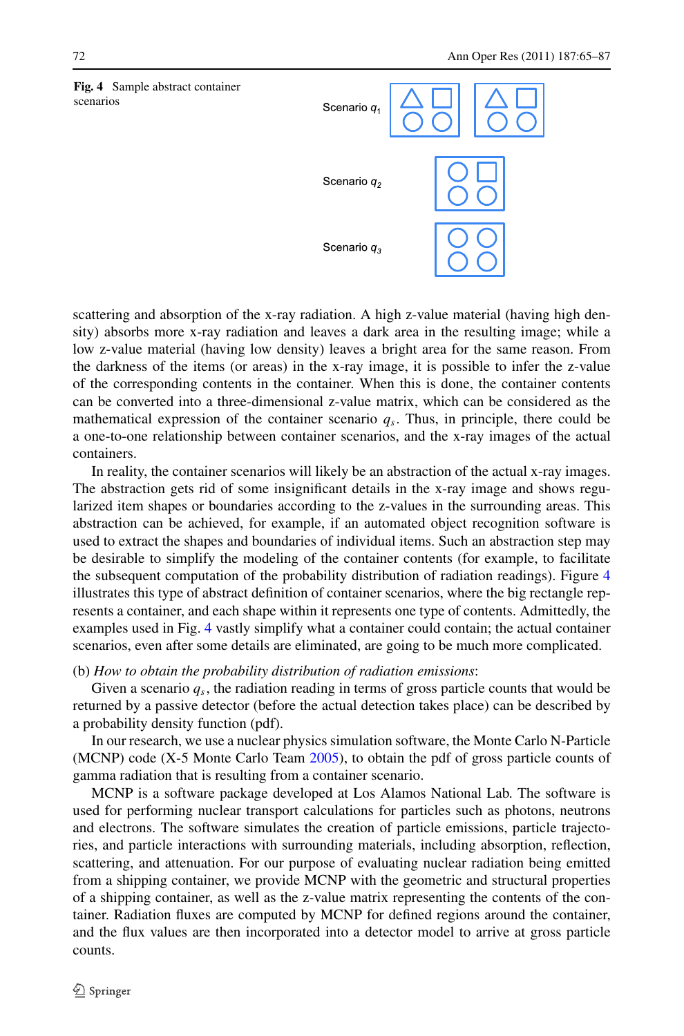**Fig. 4** Sample abstract container scenarios

Scenario $q_1$

Scenario $q_2$

Scenario $q_3$

scattering and absorption of the x-ray radiation. A high z-value material (having high density) absorbs more x-ray radiation and leaves a dark area in the resulting image; while a low z-value material (having low density) leaves a bright area for the same reason. From the darkness of the items (or areas) in the x-ray image, it is possible to infer the z-value of the corresponding contents in the container. When this is done, the container contents can be converted into a three-dimensional z-value matrix, which can be considered as the mathematical expression of the container scenario $q_s$. Thus, in principle, there could be a one-to-one relationship between container scenarios, and the x-ray images of the actual containers.

In reality, the container scenarios will likely be an abstraction of the actual x-ray images. The abstraction gets rid of some insignificant details in the x-ray image and shows regularized item shapes or boundaries according to the z-values in the surrounding areas. This abstraction can be achieved, for example, if an automated object recognition software is used to extract the shapes and boundaries of individual items. Such an abstraction step may be desirable to simplify the modeling of the container contents (for example, to facilitate the subsequent computation of the probability distribution of radiation readings). Figure 4 illustrates this type of abstract definition of container scenarios, where the big rectangle represents a container, and each shape within it represents one type of contents. Admittedly, the examples used in Fig. 4 vastly simplify what a container could contain; the actual container scenarios, even after some details are eliminated, are going to be much more complicated.

(b) *How to obtain the probability distribution of radiation emissions*:

Given a scenario $q_s$, the radiation reading in terms of gross particle counts that would be returned by a passive detector (before the actual detection takes place) can be described by a probability density function (pdf).

In our research, we use a nuclear physics simulation software, the Monte Carlo N-Particle (MCNP) code (X-5 Monte Carlo Team 2005), to obtain the pdf of gross particle counts of gamma radiation that is resulting from a container scenario.

MCNP is a software package developed at Los Alamos National Lab. The software is used for performing nuclear transport calculations for particles such as photons, neutrons and electrons. The software simulates the creation of particle emissions, particle trajectories, and particle interactions with surrounding materials, including absorption, reflection, scattering, and attenuation. For our purpose of evaluating nuclear radiation being emitted from a shipping container, we provide MCNP with the geometric and structural properties of a shipping container, as well as the z-value matrix representing the contents of the container. Radiation fluxes are computed by MCNP for defined regions around the container, and the flux values are then incorporated into a detector model to arrive at gross particle counts.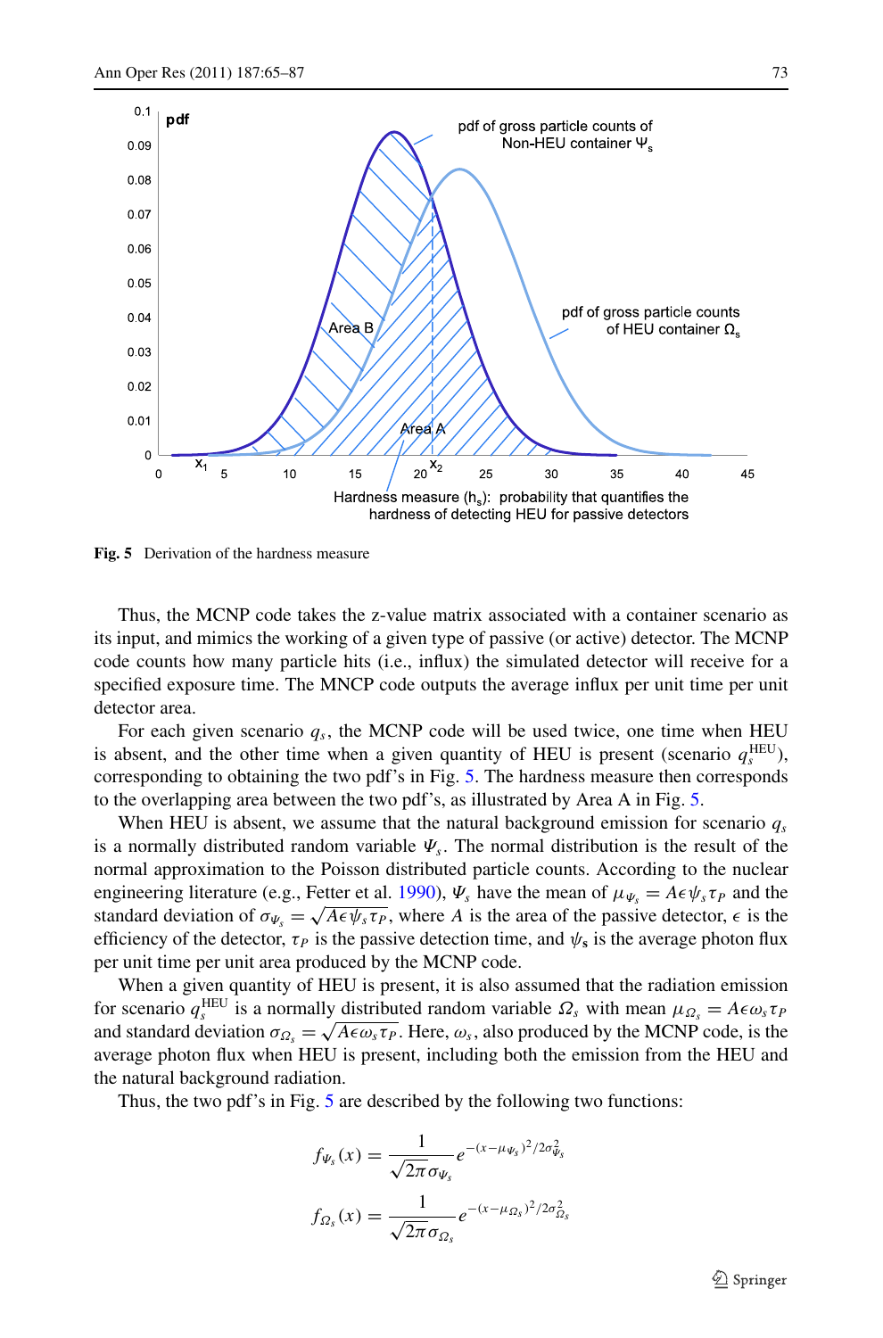**Fig. 5** Derivation of the hardness measure

Thus, the MCNP code takes the z-value matrix associated with a container scenario as its input, and mimics the working of a given type of passive (or active) detector. The MCNP code counts how many particle hits (i.e., influx) the simulated detector will receive for a specified exposure time. The MNCP code outputs the average influx per unit time per unit detector area.

For each given scenario $q_s$, the MCNP code will be used twice, one time when HEU is absent, and the other time when a given quantity of HEU is present (scenario $q_s^{\text{HEU}}$), corresponding to obtaining the two pdf's in Fig. 5. The hardness measure then corresponds to the overlapping area between the two pdf's, as illustrated by Area A in Fig. 5.

When HEU is absent, we assume that the natural background emission for scenario $q_s$ is a normally distributed random variable $\Psi_s$. The normal distribution is the result of the normal approximation to the Poisson distributed particle counts. According to the nuclear engineering literature (e.g., Fetter et al. 1990), $\Psi_s$ have the mean of $\mu_{\Psi_s} = A\epsilon\psi_s\tau_P$ and the standard deviation of $\sigma_{\Psi_s} = \sqrt{A\epsilon\psi_s\tau_P}$, where $A$ is the area of the passive detector, $\epsilon$ is the efficiency of the detector, $\tau_P$ is the passive detection time, and $\psi_\mathbf{s}$ is the average photon flux per unit time per unit area produced by the MCNP code.

When a given quantity of HEU is present, it is also assumed that the radiation emission for scenario $q_s^{\text{HEU}}$ is a normally distributed random variable $\Omega_s$ with mean $\mu_{\Omega_s} = A\epsilon\omega_s\tau_P$ and standard deviation $\sigma_{\Omega_s} = \sqrt{A\epsilon\omega_s\tau_P}$. Here, $\omega_s$, also produced by the MCNP code, is the average photon flux when HEU is present, including both the emission from the HEU and the natural background radiation.

Thus, the two pdf's in Fig. 5 are described by the following two functions:

$$f_{\Psi_s}(x) = \frac{1}{\sqrt{2\pi}\sigma_{\Psi_s}} e^{-(x-\mu_{\Psi_s})^2/2\sigma_{\Psi_s}^2}$$

$$f_{\Omega_s}(x) = \frac{1}{\sqrt{2\pi}\sigma_{\Omega_s}} e^{-(x-\mu_{\Omega_s})^2/2\sigma_{\Omega_s}^2}$$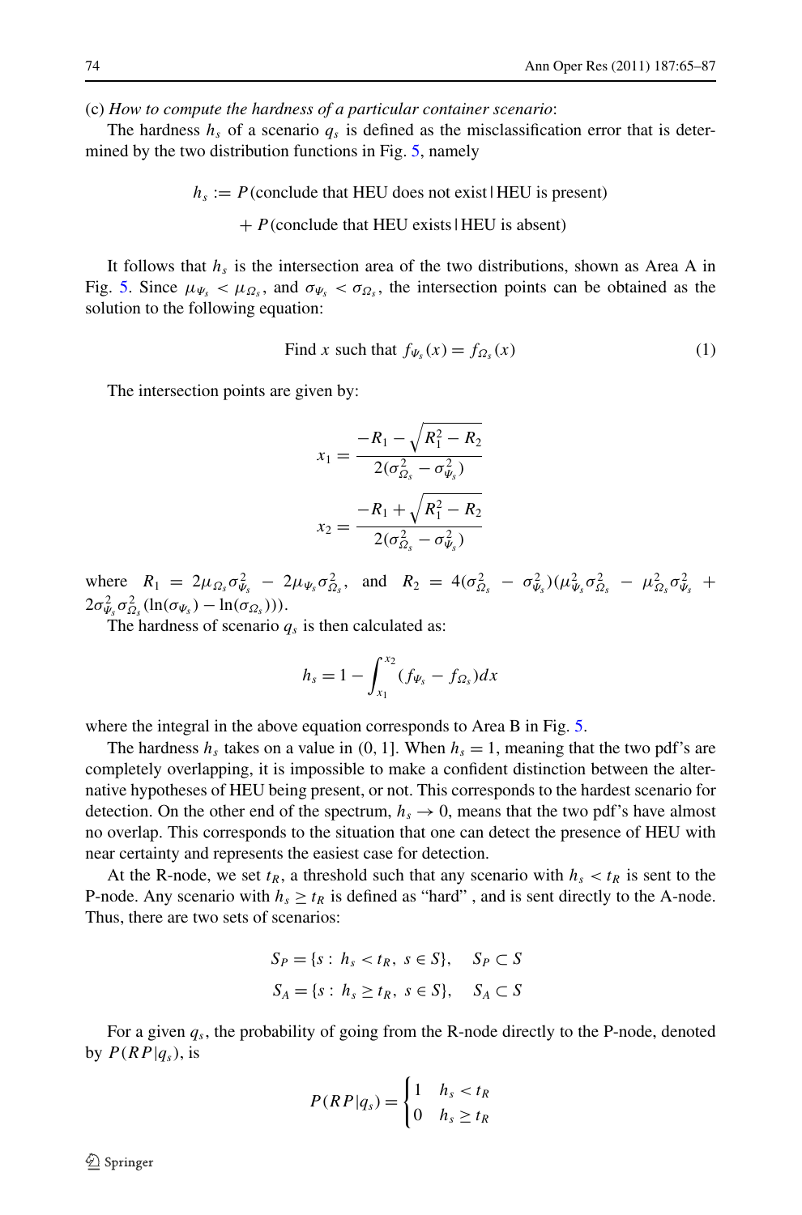(c) *How to compute the hardness of a particular container scenario*:

The hardness $h_s$ of a scenario $q_s$ is defined as the misclassification error that is determined by the two distribution functions in Fig. 5, namely

$$h_s := P(\text{conclude that HEU does not exist} \mid \text{HEU is present}) + P(\text{conclude that HEU exists} \mid \text{HEU is absent})$$

It follows that $h_s$ is the intersection area of the two distributions, shown as Area A in Fig. 5. Since $\mu_{\Psi_s} < \mu_{\Omega_s}$, and $\sigma_{\Psi_s} < \sigma_{\Omega_s}$, the intersection points can be obtained as the solution to the following equation:

$$\text{Find } x \text{ such that } f_{\Psi_s}(x) = f_{\Omega_s}(x) \tag{1}$$

The intersection points are given by:

$$x_1 = \frac{-R_1 - \sqrt{R_1^2 - R_2}}{2(\sigma_{\Omega_s}^2 - \sigma_{\Psi_s}^2)}$$

$$x_2 = \frac{-R_1 + \sqrt{R_1^2 - R_2}}{2(\sigma_{\Omega_s}^2 - \sigma_{\Psi_s}^2)}$$

where $R_1 = 2\mu_{\Omega_s}\sigma_{\Psi_s}^2 - 2\mu_{\Psi_s}\sigma_{\Omega_s}^2$, and $R_2 = 4(\sigma_{\Omega_s}^2 - \sigma_{\Psi_s}^2)(\mu_{\Psi_s}^2\sigma_{\Omega_s}^2 - \mu_{\Omega_s}^2\sigma_{\Psi_s}^2 + 2\sigma_{\Psi_s}^2\sigma_{\Omega_s}^2(\ln(\sigma_{\Psi_s}) - \ln(\sigma_{\Omega_s})))$.

The hardness of scenario $q_s$ is then calculated as:

$$h_s = 1 - \int_{x_1}^{x_2} (f_{\Psi_s} - f_{\Omega_s})dx$$

where the integral in the above equation corresponds to Area B in Fig. 5.

The hardness $h_s$ takes on a value in (0, 1]. When $h_s = 1$, meaning that the two pdf's are completely overlapping, it is impossible to make a confident distinction between the alternative hypotheses of HEU being present, or not. This corresponds to the hardest scenario for detection. On the other end of the spectrum, $h_s \to 0$, means that the two pdf's have almost no overlap. This corresponds to the situation that one can detect the presence of HEU with near certainty and represents the easiest case for detection.

At the R-node, we set $t_R$, a threshold such that any scenario with $h_s < t_R$ is sent to the P-node. Any scenario with $h_s \geq t_R$ is defined as "hard", and is sent directly to the A-node. Thus, there are two sets of scenarios:

$$S_P = \{s : h_s < t_R, \ s \in S\}, \quad S_P \subset S$$

$$S_A = \{s : h_s \geq t_R, \ s \in S\}, \quad S_A \subset S$$

For a given $q_s$, the probability of going from the R-node directly to the P-node, denoted by $P(RP|q_s)$, is

$$P(RP|q_s) = \begin{cases} 1 & h_s < t_R \\ 0 & h_s \geq t_R \end{cases}$$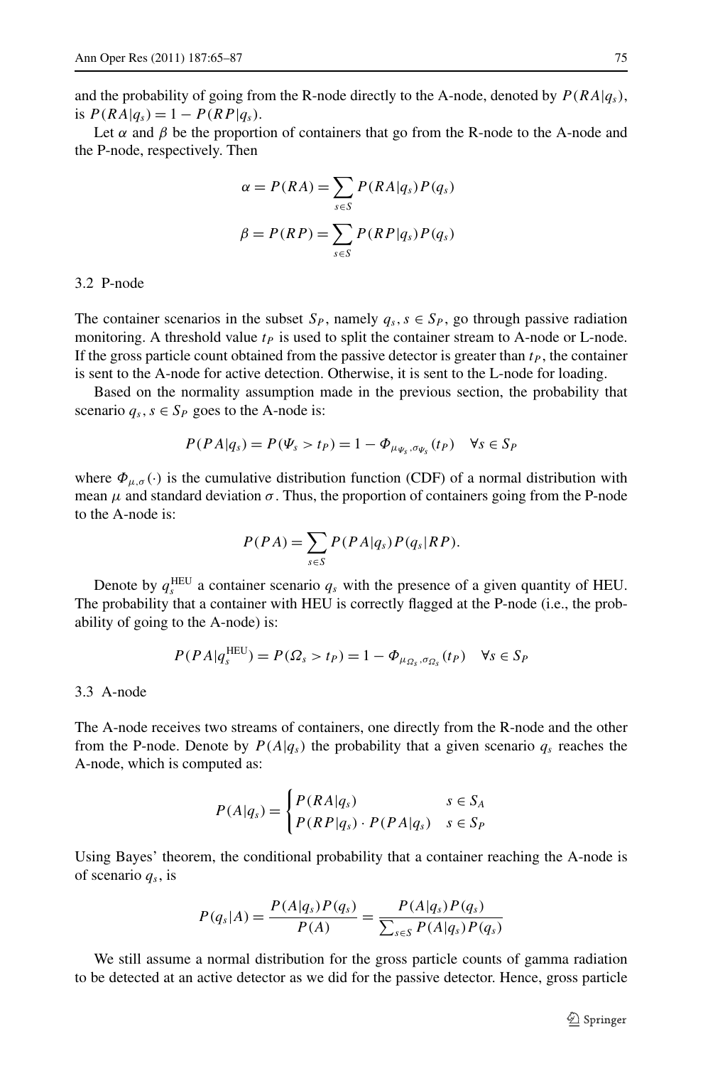and the probability of going from the R-node directly to the A-node, denoted by $P(RA|q_s)$, is $P(RA|q_s) = 1 - P(RP|q_s)$.

Let $\alpha$ and $\beta$ be the proportion of containers that go from the R-node to the A-node and the P-node, respectively. Then

$$\alpha = P(RA) = \sum_{s \in S} P(RA|q_s) P(q_s)$$

$$\beta = P(RP) = \sum_{s \in S} P(RP|q_s) P(q_s)$$

### 3.2 P-node

The container scenarios in the subset $S_P$, namely $q_s, s \in S_P$, go through passive radiation monitoring. A threshold value $t_P$ is used to split the container stream to A-node or L-node. If the gross particle count obtained from the passive detector is greater than $t_P$, the container is sent to the A-node for active detection. Otherwise, it is sent to the L-node for loading.

Based on the normality assumption made in the previous section, the probability that scenario $q_s, s \in S_P$ goes to the A-node is:

$$P(PA|q_s) = P(\Psi_s > t_P) = 1 - \Phi_{\mu_{\Psi_s}, \sigma_{\Psi_s}}(t_P) \quad \forall s \in S_P$$

where $\Phi_{\mu,\sigma}(\cdot)$ is the cumulative distribution function (CDF) of a normal distribution with mean $\mu$ and standard deviation $\sigma$. Thus, the proportion of containers going from the P-node to the A-node is:

$$P(PA) = \sum_{s \in S} P(PA|q_s) P(q_s|RP).$$

Denote by $q_s^{\mathrm{HEU}}$ a container scenario $q_s$ with the presence of a given quantity of HEU. The probability that a container with HEU is correctly flagged at the P-node (i.e., the probability of going to the A-node) is:

$$P(PA|q_s^{\mathrm{HEU}}) = P(\Omega_s > t_P) = 1 - \Phi_{\mu_{\Omega_s}, \sigma_{\Omega_s}}(t_P) \quad \forall s \in S_P$$

### 3.3 A-node

The A-node receives two streams of containers, one directly from the R-node and the other from the P-node. Denote by $P(A|q_s)$ the probability that a given scenario $q_s$ reaches the A-node, which is computed as:

$$P(A|q_s) = \begin{cases} P(RA|q_s) & s \in S_A \\ P(RP|q_s) \cdot P(PA|q_s) & s \in S_P \end{cases}$$

Using Bayes' theorem, the conditional probability that a container reaching the A-node is of scenario $q_s$, is

$$P(q_s|A) = \frac{P(A|q_s)P(q_s)}{P(A)} = \frac{P(A|q_s)P(q_s)}{\sum_{s \in S} P(A|q_s)P(q_s)}$$

We still assume a normal distribution for the gross particle counts of gamma radiation to be detected at an active detector as we did for the passive detector. Hence, gross particle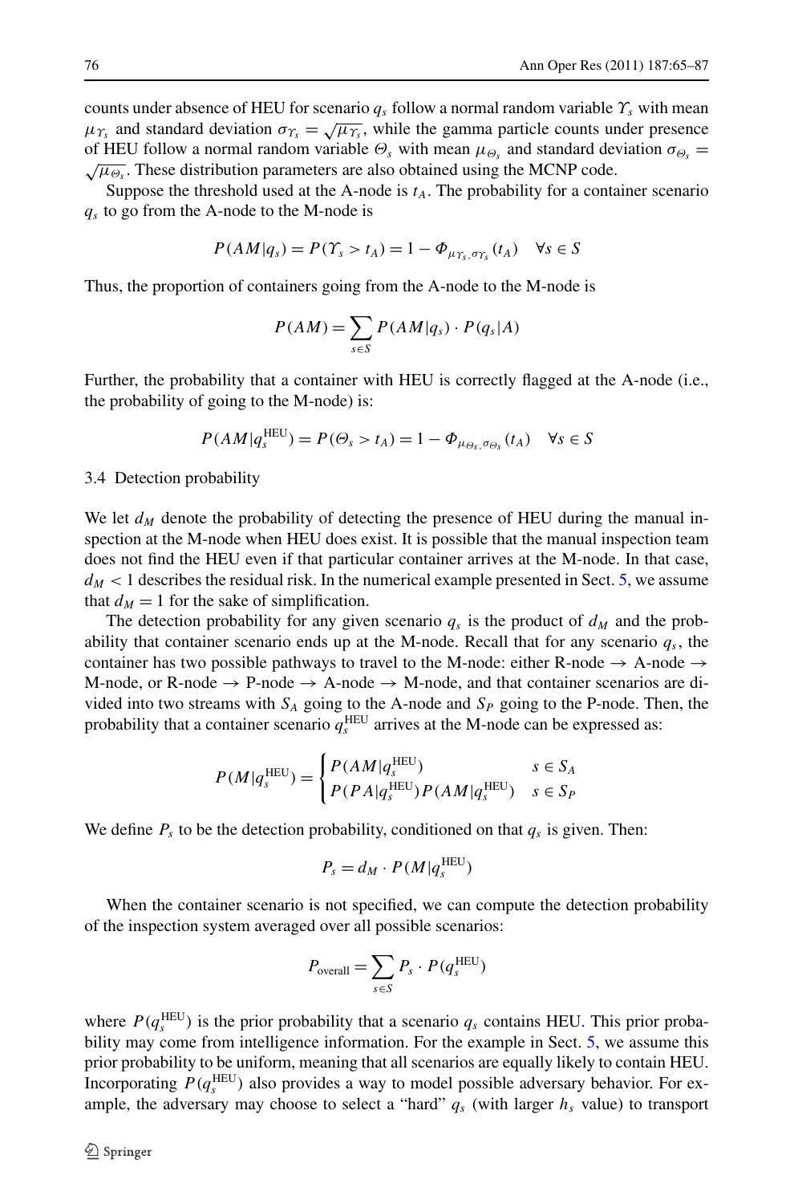counts under absence of HEU for scenario $q_s$ follow a normal random variable $\Upsilon_s$ with mean $\mu_{\Upsilon_s}$ and standard deviation $\sigma_{\Upsilon_s} = \sqrt{\mu_{\Upsilon_s}}$, while the gamma particle counts under presence of HEU follow a normal random variable $\Theta_s$ with mean $\mu_{\Theta_s}$ and standard deviation $\sigma_{\Theta_s} = \sqrt{\mu_{\Theta_s}}$. These distribution parameters are also obtained using the MCNP code.

Suppose the threshold used at the A-node is $t_A$. The probability for a container scenario $q_s$ to go from the A-node to the M-node is

$$P(AM|q_s) = P(\Upsilon_s > t_A) = 1 - \Phi_{\mu_{\Upsilon_s}, \sigma_{\Upsilon_s}}(t_A) \quad \forall s \in S$$

Thus, the proportion of containers going from the A-node to the M-node is

$$P(AM) = \sum_{s \in S} P(AM|q_s) \cdot P(q_s|A)$$

Further, the probability that a container with HEU is correctly flagged at the A-node (i.e., the probability of going to the M-node) is:

$$P(AM|q_s^{\text{HEU}}) = P(\Theta_s > t_A) = 1 - \Phi_{\mu_{\Theta_s}, \sigma_{\Theta_s}}(t_A) \quad \forall s \in S$$

### 3.4 Detection probability

We let $d_M$ denote the probability of detecting the presence of HEU during the manual inspection at the M-node when HEU does exist. It is possible that the manual inspection team does not find the HEU even if that particular container arrives at the M-node. In that case, $d_M < 1$ describes the residual risk. In the numerical example presented in Sect. 5, we assume that $d_M = 1$ for the sake of simplification.

The detection probability for any given scenario $q_s$ is the product of $d_M$ and the probability that container scenario ends up at the M-node. Recall that for any scenario $q_s$, the container has two possible pathways to travel to the M-node: either R-node → A-node → M-node, or R-node → P-node → A-node → M-node, and that container scenarios are divided into two streams with $S_A$ going to the A-node and $S_P$ going to the P-node. Then, the probability that a container scenario $q_s^{\text{HEU}}$ arrives at the M-node can be expressed as:

$$P(M|q_s^{\text{HEU}}) = \begin{cases} P(AM|q_s^{\text{HEU}}) & s \in S_A \\ P(PA|q_s^{\text{HEU}}) P(AM|q_s^{\text{HEU}}) & s \in S_P \end{cases}$$

We define $P_s$ to be the detection probability, conditioned on that $q_s$ is given. Then:

$$P_s = d_M \cdot P(M|q_s^{\text{HEU}})$$

When the container scenario is not specified, we can compute the detection probability of the inspection system averaged over all possible scenarios:

$$P_{\text{overall}} = \sum_{s \in S} P_s \cdot P(q_s^{\text{HEU}})$$

where $P(q_s^{\text{HEU}})$ is the prior probability that a scenario $q_s$ contains HEU. This prior probability may come from intelligence information. For the example in Sect. 5, we assume this prior probability to be uniform, meaning that all scenarios are equally likely to contain HEU. Incorporating $P(q_s^{\text{HEU}})$ also provides a way to model possible adversary behavior. For example, the adversary may choose to select a "hard" $q_s$ (with larger $h_s$ value) to transport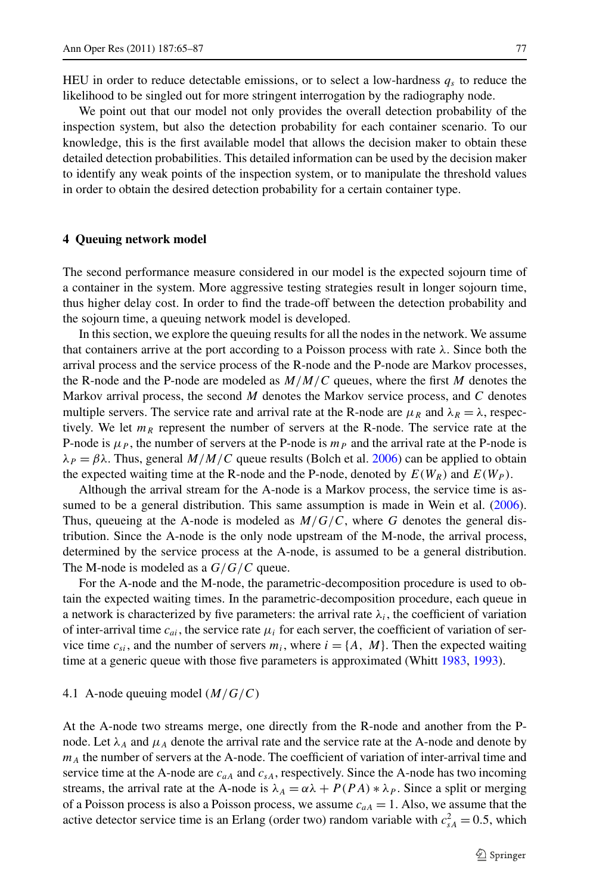HEU in order to reduce detectable emissions, or to select a low-hardness $q_s$ to reduce the likelihood to be singled out for more stringent interrogation by the radiography node.

We point out that our model not only provides the overall detection probability of the inspection system, but also the detection probability for each container scenario. To our knowledge, this is the first available model that allows the decision maker to obtain these detailed detection probabilities. This detailed information can be used by the decision maker to identify any weak points of the inspection system, or to manipulate the threshold values in order to obtain the desired detection probability for a certain container type.

## 4 Queuing network model

The second performance measure considered in our model is the expected sojourn time of a container in the system. More aggressive testing strategies result in longer sojourn time, thus higher delay cost. In order to find the trade-off between the detection probability and the sojourn time, a queuing network model is developed.

In this section, we explore the queuing results for all the nodes in the network. We assume that containers arrive at the port according to a Poisson process with rate $\lambda$. Since both the arrival process and the service process of the R-node and the P-node are Markov processes, the R-node and the P-node are modeled as $M/M/C$ queues, where the first $M$ denotes the Markov arrival process, the second $M$ denotes the Markov service process, and $C$ denotes multiple servers. The service rate and arrival rate at the R-node are $\mu_R$ and $\lambda_R = \lambda$, respectively. We let $m_R$ represent the number of servers at the R-node. The service rate at the P-node is $\mu_P$, the number of servers at the P-node is $m_P$ and the arrival rate at the P-node is $\lambda_P = \beta\lambda$. Thus, general $M/M/C$ queue results (Bolch et al. 2006) can be applied to obtain the expected waiting time at the R-node and the P-node, denoted by $E(W_R)$ and $E(W_P)$.

Although the arrival stream for the A-node is a Markov process, the service time is assumed to be a general distribution. This same assumption is made in Wein et al. (2006). Thus, queueing at the A-node is modeled as $M/G/C$, where $G$ denotes the general distribution. Since the A-node is the only node upstream of the M-node, the arrival process, determined by the service process at the A-node, is assumed to be a general distribution. The M-node is modeled as a $G/G/C$ queue.

For the A-node and the M-node, the parametric-decomposition procedure is used to obtain the expected waiting times. In the parametric-decomposition procedure, each queue in a network is characterized by five parameters: the arrival rate $\lambda_i$, the coefficient of variation of inter-arrival time $c_{ai}$, the service rate $\mu_i$ for each server, the coefficient of variation of service time $c_{si}$, and the number of servers $m_i$, where $i = \{A,\ M\}$. Then the expected waiting time at a generic queue with those five parameters is approximated (Whitt 1983, 1993).

### 4.1 A-node queuing model ($M/G/C$)

At the A-node two streams merge, one directly from the R-node and another from the P-node. Let $\lambda_A$ and $\mu_A$ denote the arrival rate and the service rate at the A-node and denote by $m_A$ the number of servers at the A-node. The coefficient of variation of inter-arrival time and service time at the A-node are $c_{aA}$ and $c_{sA}$, respectively. Since the A-node has two incoming streams, the arrival rate at the A-node is $\lambda_A = \alpha\lambda + P(PA) * \lambda_P$. Since a split or merging of a Poisson process is also a Poisson process, we assume $c_{aA} = 1$. Also, we assume that the active detector service time is an Erlang (order two) random variable with $c_{sA}^2 = 0.5$, which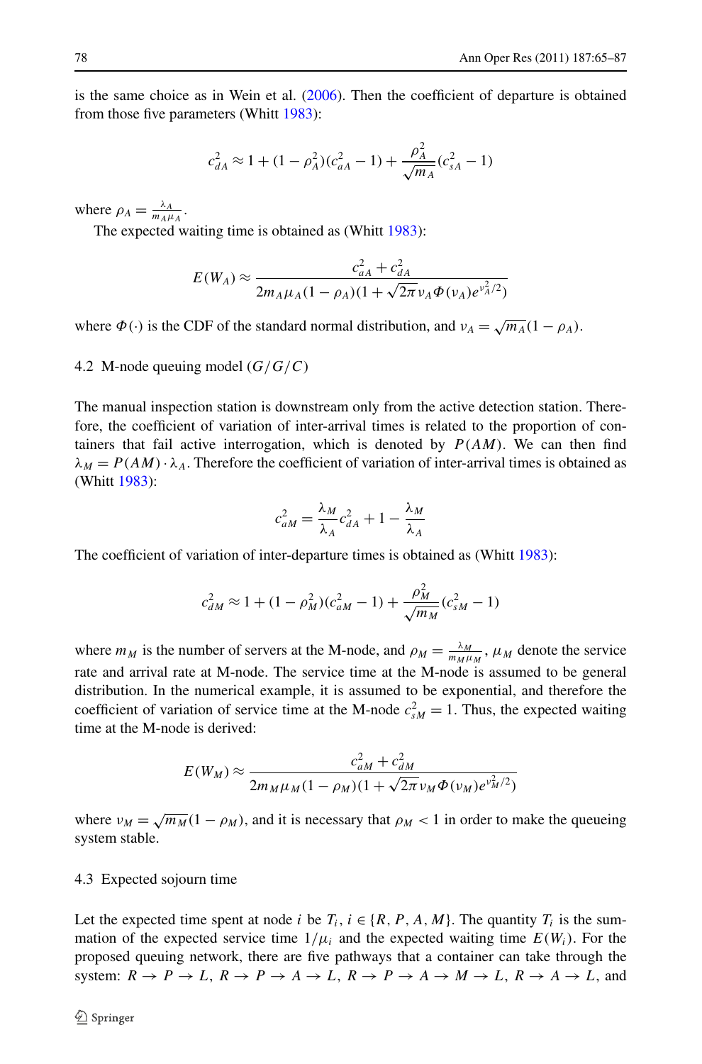is the same choice as in Wein et al. (2006). Then the coefficient of departure is obtained from those five parameters (Whitt 1983):

$$c_{dA}^2 \approx 1 + (1-\rho_A^2)(c_{aA}^2 - 1) + \frac{\rho_A^2}{\sqrt{m_A}}(c_{sA}^2 - 1)$$

where $\rho_A = \frac{\lambda_A}{m_A \mu_A}$.

The expected waiting time is obtained as (Whitt 1983):

$$E(W_A) \approx \frac{c_{aA}^2 + c_{dA}^2}{2m_A\mu_A(1-\rho_A)(1+\sqrt{2\pi}\nu_A \Phi(\nu_A)e^{\nu_A^2/2})}$$

where $\Phi(\cdot)$ is the CDF of the standard normal distribution, and $\nu_A = \sqrt{m_A}(1-\rho_A)$.

### 4.2 M-node queuing model ($G/G/C$)

The manual inspection station is downstream only from the active detection station. Therefore, the coefficient of variation of inter-arrival times is related to the proportion of containers that fail active interrogation, which is denoted by $P(AM)$. We can then find $\lambda_M = P(AM) \cdot \lambda_A$. Therefore the coefficient of variation of inter-arrival times is obtained as (Whitt 1983):

$$c_{aM}^2 = \frac{\lambda_M}{\lambda_A} c_{dA}^2 + 1 - \frac{\lambda_M}{\lambda_A}$$

The coefficient of variation of inter-departure times is obtained as (Whitt 1983):

$$c_{dM}^2 \approx 1 + (1-\rho_M^2)(c_{aM}^2 - 1) + \frac{\rho_M^2}{\sqrt{m_M}}(c_{sM}^2 - 1)$$

where $m_M$ is the number of servers at the M-node, and $\rho_M = \frac{\lambda_M}{m_M \mu_M}$, $\mu_M$ denote the service rate and arrival rate at M-node. The service time at the M-node is assumed to be general distribution. In the numerical example, it is assumed to be exponential, and therefore the coefficient of variation of service time at the M-node $c_{sM}^2 = 1$. Thus, the expected waiting time at the M-node is derived:

$$E(W_M) \approx \frac{c_{aM}^2 + c_{dM}^2}{2m_M\mu_M(1-\rho_M)(1+\sqrt{2\pi}\nu_M \Phi(\nu_M)e^{\nu_M^2/2})}$$

where $\nu_M = \sqrt{m_M}(1-\rho_M)$, and it is necessary that $\rho_M < 1$ in order to make the queueing system stable.

### 4.3 Expected sojourn time

Let the expected time spent at node $i$ be $T_i$, $i \in \{R, P, A, M\}$. The quantity $T_i$ is the summation of the expected service time $1/\mu_i$ and the expected waiting time $E(W_i)$. For the proposed queuing network, there are five pathways that a container can take through the system: $R \to P \to L$, $R \to P \to A \to L$, $R \to P \to A \to M \to L$, $R \to A \to L$, and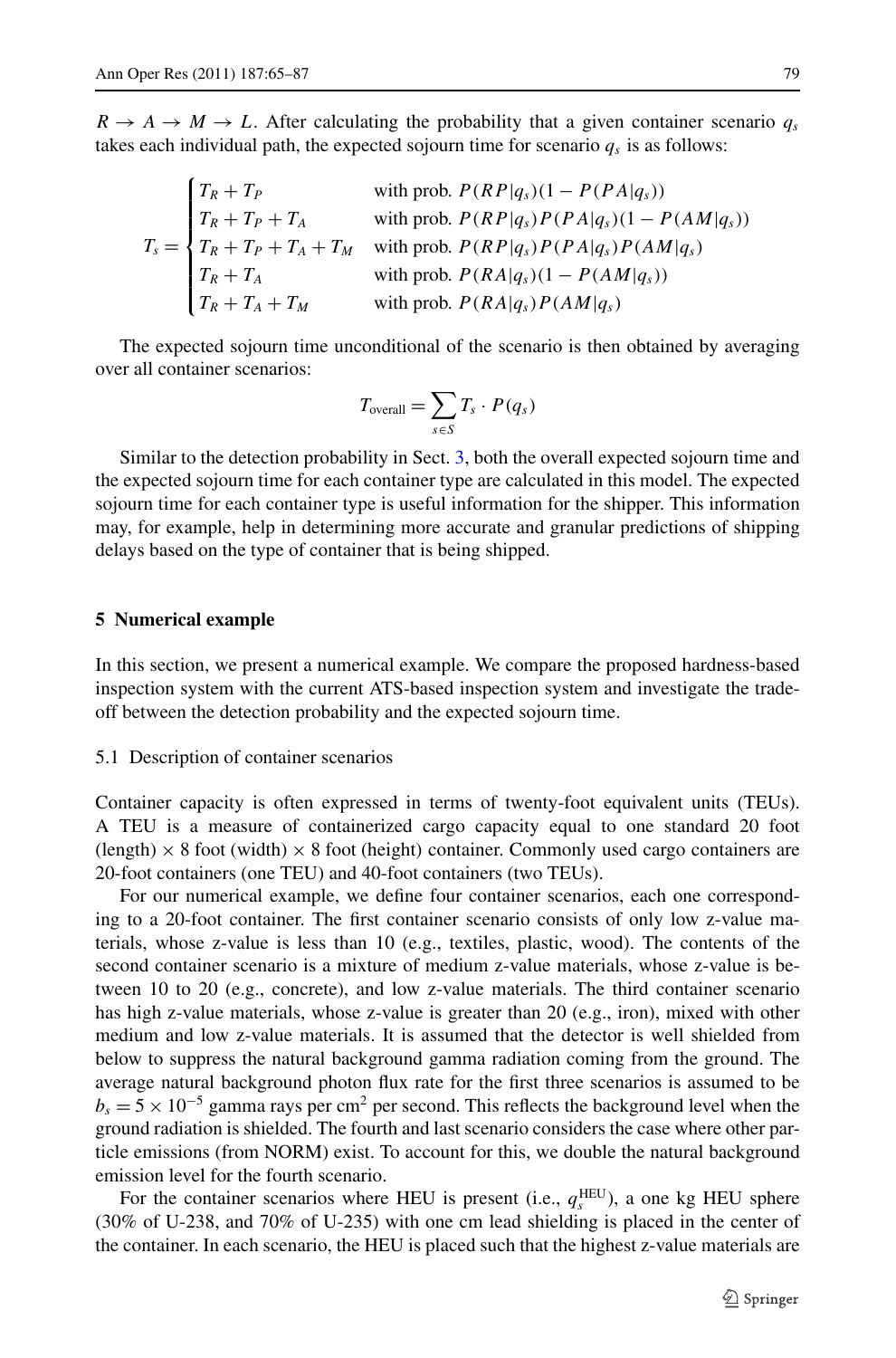$R \to A \to M \to L$. After calculating the probability that a given container scenario $q_s$ takes each individual path, the expected sojourn time for scenario $q_s$ is as follows:

$$
T_s = \begin{cases} T_R + T_P & \text{with prob. } P(RP|q_s)(1 - P(PA|q_s)) \\ T_R + T_P + T_A & \text{with prob. } P(RP|q_s)P(PA|q_s)(1 - P(AM|q_s)) \\ T_R + T_P + T_A + T_M & \text{with prob. } P(RP|q_s)P(PA|q_s)P(AM|q_s) \\ T_R + T_A & \text{with prob. } P(RA|q_s)(1 - P(AM|q_s)) \\ T_R + T_A + T_M & \text{with prob. } P(RA|q_s)P(AM|q_s) \end{cases}
$$

The expected sojourn time unconditional of the scenario is then obtained by averaging over all container scenarios:

$$
T_{\text{overall}} = \sum_{s \in S} T_s \cdot P(q_s)
$$

Similar to the detection probability in Sect. 3, both the overall expected sojourn time and the expected sojourn time for each container type are calculated in this model. The expected sojourn time for each container type is useful information for the shipper. This information may, for example, help in determining more accurate and granular predictions of shipping delays based on the type of container that is being shipped.

## 5 Numerical example

In this section, we present a numerical example. We compare the proposed hardness-based inspection system with the current ATS-based inspection system and investigate the tradeoff between the detection probability and the expected sojourn time.

### 5.1 Description of container scenarios

Container capacity is often expressed in terms of twenty-foot equivalent units (TEUs). A TEU is a measure of containerized cargo capacity equal to one standard 20 foot (length) $\times$ 8 foot (width) $\times$ 8 foot (height) container. Commonly used cargo containers are 20-foot containers (one TEU) and 40-foot containers (two TEUs).

For our numerical example, we define four container scenarios, each one corresponding to a 20-foot container. The first container scenario consists of only low z-value materials, whose z-value is less than 10 (e.g., textiles, plastic, wood). The contents of the second container scenario is a mixture of medium z-value materials, whose z-value is between 10 to 20 (e.g., concrete), and low z-value materials. The third container scenario has high z-value materials, whose z-value is greater than 20 (e.g., iron), mixed with other medium and low z-value materials. It is assumed that the detector is well shielded from below to suppress the natural background gamma radiation coming from the ground. The average natural background photon flux rate for the first three scenarios is assumed to be $b_s = 5 \times 10^{-5}$ gamma rays per cm$^2$ per second. This reflects the background level when the ground radiation is shielded. The fourth and last scenario considers the case where other particle emissions (from NORM) exist. To account for this, we double the natural background emission level for the fourth scenario.

For the container scenarios where HEU is present (i.e., $q_s^{\text{HEU}}$), a one kg HEU sphere (30% of U-238, and 70% of U-235) with one cm lead shielding is placed in the center of the container. In each scenario, the HEU is placed such that the highest z-value materials are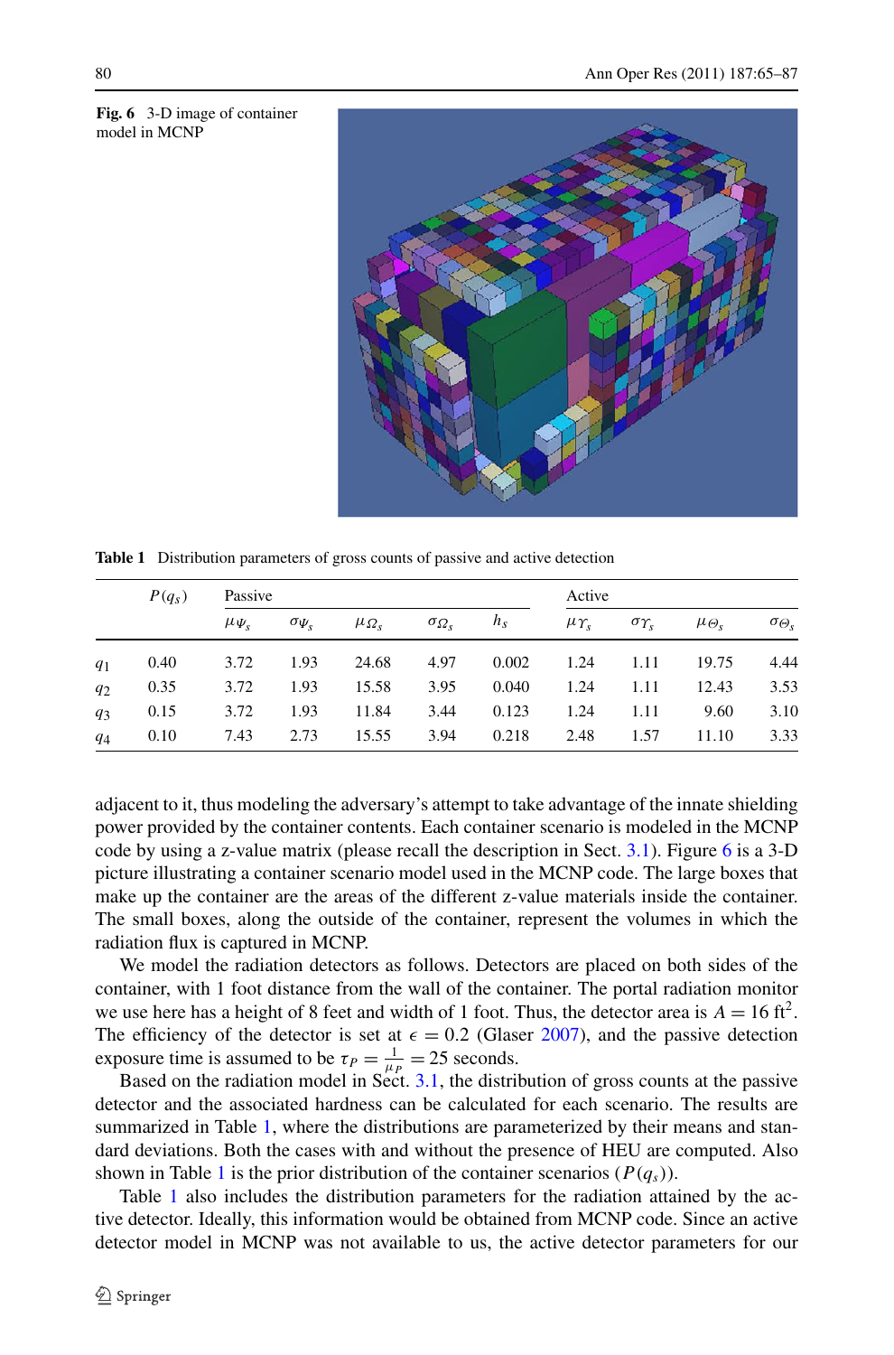**Fig. 6** 3-D image of container model in MCNP

**Table 1** Distribution parameters of gross counts of passive and active detection

| | $P(q_s)$ | Passive | | | | | Active | | | |
|---|---|---|---|---|---|---|---|---|---|---|
| | | $\mu_{\Psi_s}$ | $\sigma_{\Psi_s}$ | $\mu_{\Omega_s}$ | $\sigma_{\Omega_s}$ | $h_s$ | $\mu_{\Upsilon_s}$ | $\sigma_{\Upsilon_s}$ | $\mu_{\Theta_s}$ | $\sigma_{\Theta_s}$ |
| $q_1$ | 0.40 | 3.72 | 1.93 | 24.68 | 4.97 | 0.002 | 1.24 | 1.11 | 19.75 | 4.44 |
| $q_2$ | 0.35 | 3.72 | 1.93 | 15.58 | 3.95 | 0.040 | 1.24 | 1.11 | 12.43 | 3.53 |
| $q_3$ | 0.15 | 3.72 | 1.93 | 11.84 | 3.44 | 0.123 | 1.24 | 1.11 | 9.60 | 3.10 |
| $q_4$ | 0.10 | 7.43 | 2.73 | 15.55 | 3.94 | 0.218 | 2.48 | 1.57 | 11.10 | 3.33 |

adjacent to it, thus modeling the adversary's attempt to take advantage of the innate shielding power provided by the container contents. Each container scenario is modeled in the MCNP code by using a z-value matrix (please recall the description in Sect. 3.1). Figure 6 is a 3-D picture illustrating a container scenario model used in the MCNP code. The large boxes that make up the container are the areas of the different z-value materials inside the container. The small boxes, along the outside of the container, represent the volumes in which the radiation flux is captured in MCNP.

We model the radiation detectors as follows. Detectors are placed on both sides of the container, with 1 foot distance from the wall of the container. The portal radiation monitor we use here has a height of 8 feet and width of 1 foot. Thus, the detector area is $A = 16\ \text{ft}^2$. The efficiency of the detector is set at $\epsilon = 0.2$ (Glaser 2007), and the passive detection exposure time is assumed to be $\tau_P = \frac{1}{\mu_P} = 25$ seconds.

Based on the radiation model in Sect. 3.1, the distribution of gross counts at the passive detector and the associated hardness can be calculated for each scenario. The results are summarized in Table 1, where the distributions are parameterized by their means and standard deviations. Both the cases with and without the presence of HEU are computed. Also shown in Table 1 is the prior distribution of the container scenarios ($P(q_s)$).

Table 1 also includes the distribution parameters for the radiation attained by the active detector. Ideally, this information would be obtained from MCNP code. Since an active detector model in MCNP was not available to us, the active detector parameters for our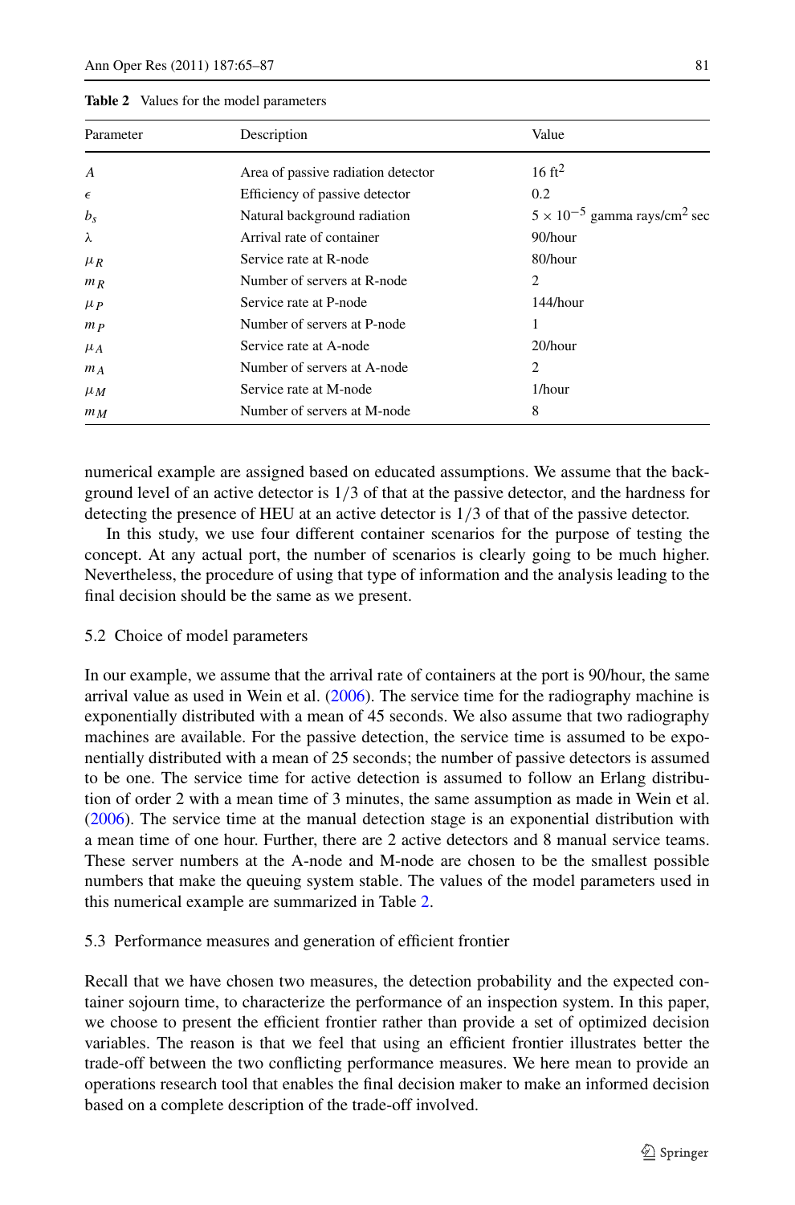**Table 2** Values for the model parameters

| Parameter | Description | Value |
|---|---|---|
| $A$ | Area of passive radiation detector | 16 $ft^2$ |
| $\epsilon$ | Efficiency of passive detector | 0.2 |
| $b_s$ | Natural background radiation | $5 \times 10^{-5}$ gamma rays/$cm^2$ sec |
| $\lambda$ | Arrival rate of container | 90/hour |
| $\mu_R$ | Service rate at R-node | 80/hour |
| $m_R$ | Number of servers at R-node | 2 |
| $\mu_P$ | Service rate at P-node | 144/hour |
| $m_P$ | Number of servers at P-node | 1 |
| $\mu_A$ | Service rate at A-node | 20/hour |
| $m_A$ | Number of servers at A-node | 2 |
| $\mu_M$ | Service rate at M-node | 1/hour |
| $m_M$ | Number of servers at M-node | 8 |

numerical example are assigned based on educated assumptions. We assume that the background level of an active detector is 1/3 of that at the passive detector, and the hardness for detecting the presence of HEU at an active detector is 1/3 of that of the passive detector.

In this study, we use four different container scenarios for the purpose of testing the concept. At any actual port, the number of scenarios is clearly going to be much higher. Nevertheless, the procedure of using that type of information and the analysis leading to the final decision should be the same as we present.

### 5.2 Choice of model parameters

In our example, we assume that the arrival rate of containers at the port is 90/hour, the same arrival value as used in Wein et al. (2006). The service time for the radiography machine is exponentially distributed with a mean of 45 seconds. We also assume that two radiography machines are available. For the passive detection, the service time is assumed to be exponentially distributed with a mean of 25 seconds; the number of passive detectors is assumed to be one. The service time for active detection is assumed to follow an Erlang distribution of order 2 with a mean time of 3 minutes, the same assumption as made in Wein et al. (2006). The service time at the manual detection stage is an exponential distribution with a mean time of one hour. Further, there are 2 active detectors and 8 manual service teams. These server numbers at the A-node and M-node are chosen to be the smallest possible numbers that make the queuing system stable. The values of the model parameters used in this numerical example are summarized in Table 2.

### 5.3 Performance measures and generation of efficient frontier

Recall that we have chosen two measures, the detection probability and the expected container sojourn time, to characterize the performance of an inspection system. In this paper, we choose to present the efficient frontier rather than provide a set of optimized decision variables. The reason is that we feel that using an efficient frontier illustrates better the trade-off between the two conflicting performance measures. We here mean to provide an operations research tool that enables the final decision maker to make an informed decision based on a complete description of the trade-off involved.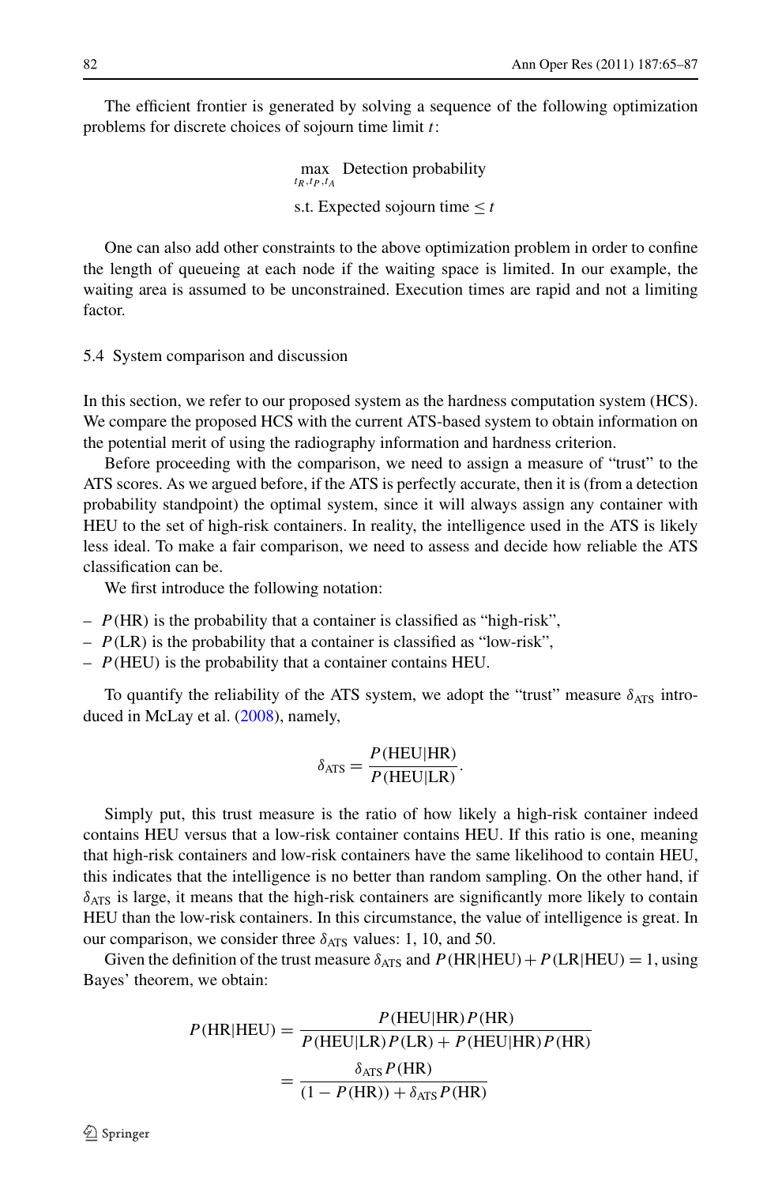The efficient frontier is generated by solving a sequence of the following optimization problems for discrete choices of sojourn time limit $t$:

$$\max_{t_R, t_P, t_A} \ \text{Detection probability}$$
$$\text{s.t. Expected sojourn time} \leq t$$

One can also add other constraints to the above optimization problem in order to confine the length of queueing at each node if the waiting space is limited. In our example, the waiting area is assumed to be unconstrained. Execution times are rapid and not a limiting factor.

### 5.4 System comparison and discussion

In this section, we refer to our proposed system as the hardness computation system (HCS). We compare the proposed HCS with the current ATS-based system to obtain information on the potential merit of using the radiography information and hardness criterion.

Before proceeding with the comparison, we need to assign a measure of "trust" to the ATS scores. As we argued before, if the ATS is perfectly accurate, then it is (from a detection probability standpoint) the optimal system, since it will always assign any container with HEU to the set of high-risk containers. In reality, the intelligence used in the ATS is likely less ideal. To make a fair comparison, we need to assess and decide how reliable the ATS classification can be.

We first introduce the following notation:

- $P(\text{HR})$ is the probability that a container is classified as "high-risk",
- $P(\text{LR})$ is the probability that a container is classified as "low-risk",
- $P(\text{HEU})$ is the probability that a container contains HEU.

To quantify the reliability of the ATS system, we adopt the "trust" measure $\delta_{\text{ATS}}$ introduced in McLay et al. (2008), namely,

$$\delta_{\text{ATS}} = \frac{P(\text{HEU}|\text{HR})}{P(\text{HEU}|\text{LR})}.$$

Simply put, this trust measure is the ratio of how likely a high-risk container indeed contains HEU versus that a low-risk container contains HEU. If this ratio is one, meaning that high-risk containers and low-risk containers have the same likelihood to contain HEU, this indicates that the intelligence is no better than random sampling. On the other hand, if $\delta_{\text{ATS}}$ is large, it means that the high-risk containers are significantly more likely to contain HEU than the low-risk containers. In this circumstance, the value of intelligence is great. In our comparison, we consider three $\delta_{\text{ATS}}$ values: 1, 10, and 50.

Given the definition of the trust measure $\delta_{\text{ATS}}$ and $P(\text{HR}|\text{HEU}) + P(\text{LR}|\text{HEU}) = 1$, using Bayes' theorem, we obtain:

$$\begin{aligned}
P(\text{HR}|\text{HEU}) &= \frac{P(\text{HEU}|\text{HR})P(\text{HR})}{P(\text{HEU}|\text{LR})P(\text{LR}) + P(\text{HEU}|\text{HR})P(\text{HR})} \\
&= \frac{\delta_{\text{ATS}} P(\text{HR})}{(1 - P(\text{HR})) + \delta_{\text{ATS}} P(\text{HR})}
\end{aligned}$$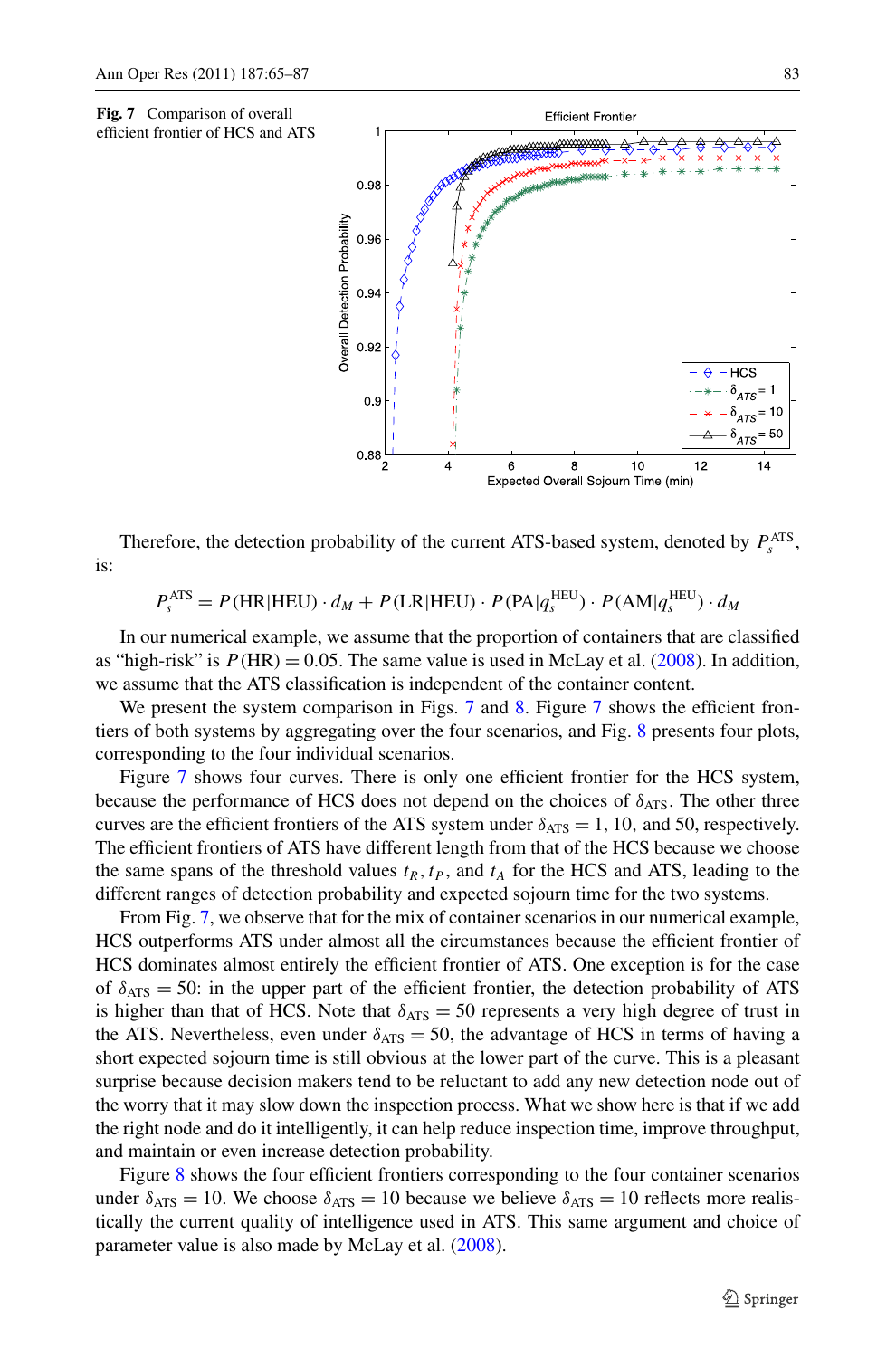**Fig. 7** Comparison of overall efficient frontier of HCS and ATS

Therefore, the detection probability of the current ATS-based system, denoted by $P_s^{\text{ATS}}$, is:

$$P_s^{\text{ATS}} = P(\text{HR}|\text{HEU}) \cdot d_M + P(\text{LR}|\text{HEU}) \cdot P(\text{PA}|q_s^{\text{HEU}}) \cdot P(\text{AM}|q_s^{\text{HEU}}) \cdot d_M$$

In our numerical example, we assume that the proportion of containers that are classified as "high-risk" is $P(\text{HR}) = 0.05$. The same value is used in McLay et al. (2008). In addition, we assume that the ATS classification is independent of the container content.

We present the system comparison in Figs. 7 and 8. Figure 7 shows the efficient frontiers of both systems by aggregating over the four scenarios, and Fig. 8 presents four plots, corresponding to the four individual scenarios.

Figure 7 shows four curves. There is only one efficient frontier for the HCS system, because the performance of HCS does not depend on the choices of $\delta_{\text{ATS}}$. The other three curves are the efficient frontiers of the ATS system under $\delta_{\text{ATS}} = 1$, 10, and 50, respectively. The efficient frontiers of ATS have different length from that of the HCS because we choose the same spans of the threshold values $t_R$, $t_P$, and $t_A$ for the HCS and ATS, leading to the different ranges of detection probability and expected sojourn time for the two systems.

From Fig. 7, we observe that for the mix of container scenarios in our numerical example, HCS outperforms ATS under almost all the circumstances because the efficient frontier of HCS dominates almost entirely the efficient frontier of ATS. One exception is for the case of $\delta_{\text{ATS}} = 50$: in the upper part of the efficient frontier, the detection probability of ATS is higher than that of HCS. Note that $\delta_{\text{ATS}} = 50$ represents a very high degree of trust in the ATS. Nevertheless, even under $\delta_{\text{ATS}} = 50$, the advantage of HCS in terms of having a short expected sojourn time is still obvious at the lower part of the curve. This is a pleasant surprise because decision makers tend to be reluctant to add any new detection node out of the worry that it may slow down the inspection process. What we show here is that if we add the right node and do it intelligently, it can help reduce inspection time, improve throughput, and maintain or even increase detection probability.

Figure 8 shows the four efficient frontiers corresponding to the four container scenarios under $\delta_{\text{ATS}} = 10$. We choose $\delta_{\text{ATS}} = 10$ because we believe $\delta_{\text{ATS}} = 10$ reflects more realistically the current quality of intelligence used in ATS. This same argument and choice of parameter value is also made by McLay et al. (2008).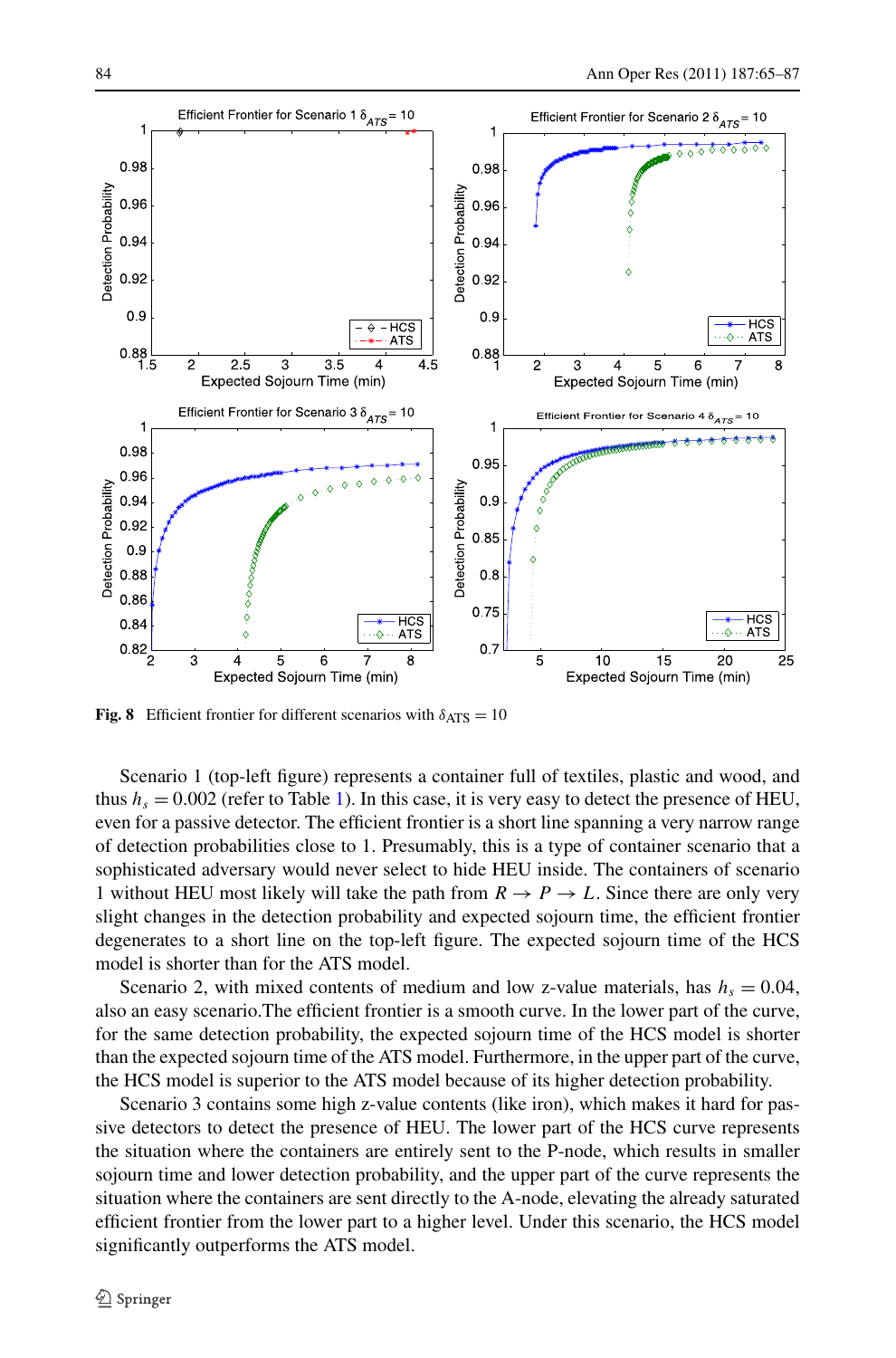**Fig. 8** Efficient frontier for different scenarios with $\delta_{\text{ATS}} = 10$

Scenario 1 (top-left figure) represents a container full of textiles, plastic and wood, and thus $h_s = 0.002$ (refer to Table 1). In this case, it is very easy to detect the presence of HEU, even for a passive detector. The efficient frontier is a short line spanning a very narrow range of detection probabilities close to 1. Presumably, this is a type of container scenario that a sophisticated adversary would never select to hide HEU inside. The containers of scenario 1 without HEU most likely will take the path from $R \to P \to L$. Since there are only very slight changes in the detection probability and expected sojourn time, the efficient frontier degenerates to a short line on the top-left figure. The expected sojourn time of the HCS model is shorter than for the ATS model.

Scenario 2, with mixed contents of medium and low z-value materials, has $h_s = 0.04$, also an easy scenario.The efficient frontier is a smooth curve. In the lower part of the curve, for the same detection probability, the expected sojourn time of the HCS model is shorter than the expected sojourn time of the ATS model. Furthermore, in the upper part of the curve, the HCS model is superior to the ATS model because of its higher detection probability.

Scenario 3 contains some high z-value contents (like iron), which makes it hard for passive detectors to detect the presence of HEU. The lower part of the HCS curve represents the situation where the containers are entirely sent to the P-node, which results in smaller sojourn time and lower detection probability, and the upper part of the curve represents the situation where the containers are sent directly to the A-node, elevating the already saturated efficient frontier from the lower part to a higher level. Under this scenario, the HCS model significantly outperforms the ATS model.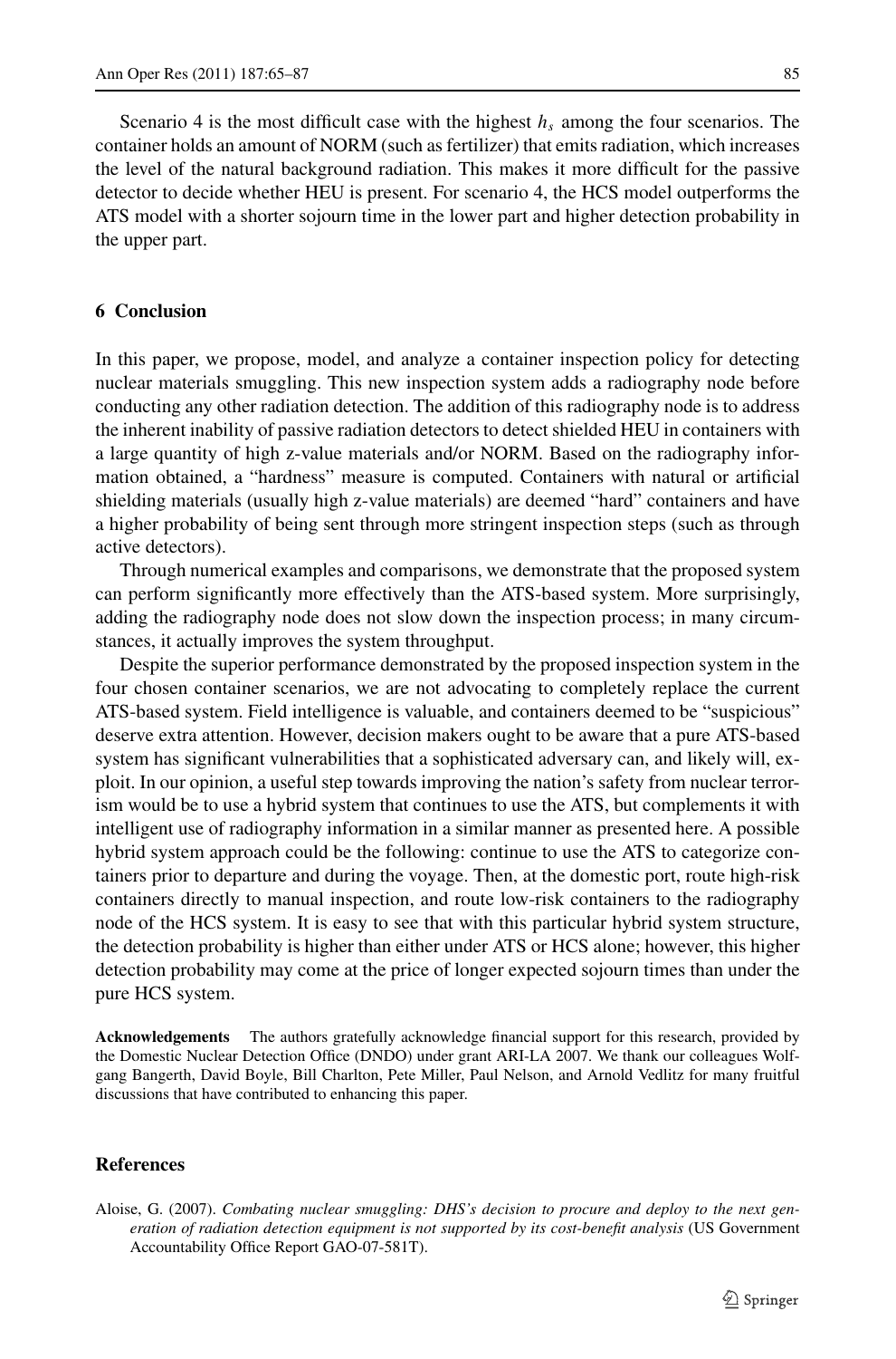Scenario 4 is the most difficult case with the highest $h_s$ among the four scenarios. The container holds an amount of NORM (such as fertilizer) that emits radiation, which increases the level of the natural background radiation. This makes it more difficult for the passive detector to decide whether HEU is present. For scenario 4, the HCS model outperforms the ATS model with a shorter sojourn time in the lower part and higher detection probability in the upper part.

## 6 Conclusion

In this paper, we propose, model, and analyze a container inspection policy for detecting nuclear materials smuggling. This new inspection system adds a radiography node before conducting any other radiation detection. The addition of this radiography node is to address the inherent inability of passive radiation detectors to detect shielded HEU in containers with a large quantity of high z-value materials and/or NORM. Based on the radiography information obtained, a "hardness" measure is computed. Containers with natural or artificial shielding materials (usually high z-value materials) are deemed "hard" containers and have a higher probability of being sent through more stringent inspection steps (such as through active detectors).

Through numerical examples and comparisons, we demonstrate that the proposed system can perform significantly more effectively than the ATS-based system. More surprisingly, adding the radiography node does not slow down the inspection process; in many circumstances, it actually improves the system throughput.

Despite the superior performance demonstrated by the proposed inspection system in the four chosen container scenarios, we are not advocating to completely replace the current ATS-based system. Field intelligence is valuable, and containers deemed to be "suspicious" deserve extra attention. However, decision makers ought to be aware that a pure ATS-based system has significant vulnerabilities that a sophisticated adversary can, and likely will, exploit. In our opinion, a useful step towards improving the nation's safety from nuclear terrorism would be to use a hybrid system that continues to use the ATS, but complements it with intelligent use of radiography information in a similar manner as presented here. A possible hybrid system approach could be the following: continue to use the ATS to categorize containers prior to departure and during the voyage. Then, at the domestic port, route high-risk containers directly to manual inspection, and route low-risk containers to the radiography node of the HCS system. It is easy to see that with this particular hybrid system structure, the detection probability is higher than either under ATS or HCS alone; however, this higher detection probability may come at the price of longer expected sojourn times than under the pure HCS system.

**Acknowledgements** The authors gratefully acknowledge financial support for this research, provided by the Domestic Nuclear Detection Office (DNDO) under grant ARI-LA 2007. We thank our colleagues Wolfgang Bangerth, David Boyle, Bill Charlton, Pete Miller, Paul Nelson, and Arnold Vedlitz for many fruitful discussions that have contributed to enhancing this paper.

## References

Aloise, G. (2007). *Combating nuclear smuggling: DHS's decision to procure and deploy to the next generation of radiation detection equipment is not supported by its cost-benefit analysis* (US Government Accountability Office Report GAO-07-581T).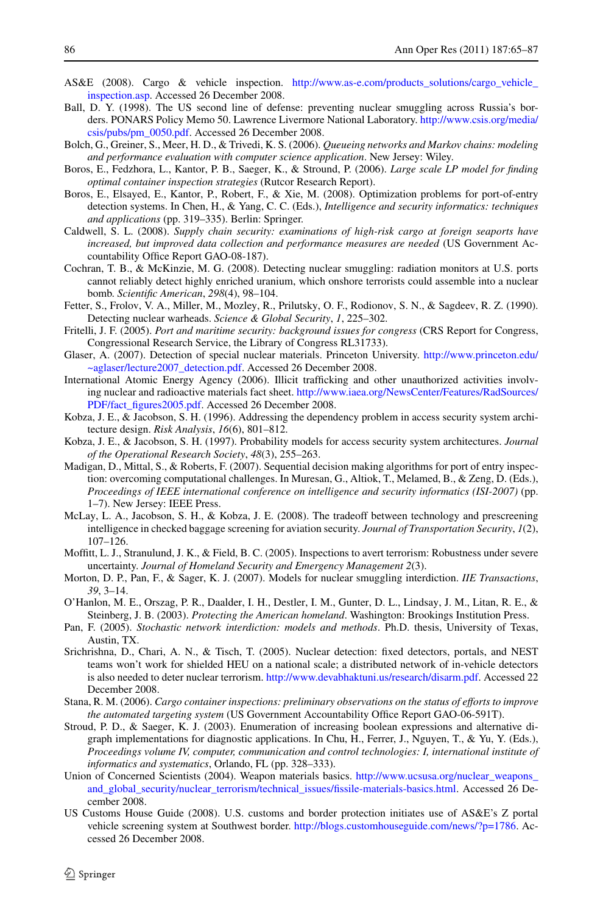AS&E (2008). Cargo & vehicle inspection. http://www.as-e.com/products_solutions/cargo_vehicle_inspection.asp. Accessed 26 December 2008.

Ball, D. Y. (1998). The US second line of defense: preventing nuclear smuggling across Russia's borders. PONARS Policy Memo 50. Lawrence Livermore National Laboratory. http://www.csis.org/media/csis/pubs/pm_0050.pdf. Accessed 26 December 2008.

Bolch, G., Greiner, S., Meer, H. D., & Trivedi, K. S. (2006). *Queueing networks and Markov chains: modeling and performance evaluation with computer science application*. New Jersey: Wiley.

Boros, E., Fedzhora, L., Kantor, P. B., Saeger, K., & Stround, P. (2006). *Large scale LP model for finding optimal container inspection strategies* (Rutcor Research Report).

Boros, E., Elsayed, E., Kantor, P., Robert, F., & Xie, M. (2008). Optimization problems for port-of-entry detection systems. In Chen, H., & Yang, C. C. (Eds.), *Intelligence and security informatics: techniques and applications* (pp. 319–335). Berlin: Springer.

Caldwell, S. L. (2008). *Supply chain security: examinations of high-risk cargo at foreign seaports have increased, but improved data collection and performance measures are needed* (US Government Accountability Office Report GAO-08-187).

Cochran, T. B., & McKinzie, M. G. (2008). Detecting nuclear smuggling: radiation monitors at U.S. ports cannot reliably detect highly enriched uranium, which onshore terrorists could assemble into a nuclear bomb. *Scientific American*, *298*(4), 98–104.

Fetter, S., Frolov, V. A., Miller, M., Mozley, R., Prilutsky, O. F., Rodionov, S. N., & Sagdeev, R. Z. (1990). Detecting nuclear warheads. *Science & Global Security*, *1*, 225–302.

Fritelli, J. F. (2005). *Port and maritime security: background issues for congress* (CRS Report for Congress, Congressional Research Service, the Library of Congress RL31733).

Glaser, A. (2007). Detection of special nuclear materials. Princeton University. http://www.princeton.edu/~aglaser/lecture2007_detection.pdf. Accessed 26 December 2008.

International Atomic Energy Agency (2006). Illicit trafficking and other unauthorized activities involving nuclear and radioactive materials fact sheet. http://www.iaea.org/NewsCenter/Features/RadSources/PDF/fact_figures2005.pdf. Accessed 26 December 2008.

Kobza, J. E., & Jacobson, S. H. (1996). Addressing the dependency problem in access security system architecture design. *Risk Analysis*, *16*(6), 801–812.

Kobza, J. E., & Jacobson, S. H. (1997). Probability models for access security system architectures. *Journal of the Operational Research Society*, *48*(3), 255–263.

Madigan, D., Mittal, S., & Roberts, F. (2007). Sequential decision making algorithms for port of entry inspection: overcoming computational challenges. In Muresan, G., Altiok, T., Melamed, B., & Zeng, D. (Eds.), *Proceedings of IEEE international conference on intelligence and security informatics (ISI-2007)* (pp. 1–7). New Jersey: IEEE Press.

McLay, L. A., Jacobson, S. H., & Kobza, J. E. (2008). The tradeoff between technology and prescreening intelligence in checked baggage screening for aviation security. *Journal of Transportation Security*, *1*(2), 107–126.

Moffitt, L. J., Stranulund, J. K., & Field, B. C. (2005). Inspections to avert terrorism: Robustness under severe uncertainty. *Journal of Homeland Security and Emergency Management 2*(3).

Morton, D. P., Pan, F., & Sager, K. J. (2007). Models for nuclear smuggling interdiction. *IIE Transactions*, *39*, 3–14.

O'Hanlon, M. E., Orszag, P. R., Daalder, I. H., Destler, I. M., Gunter, D. L., Lindsay, J. M., Litan, R. E., & Steinberg, J. B. (2003). *Protecting the American homeland*. Washington: Brookings Institution Press.

Pan, F. (2005). *Stochastic network interdiction: models and methods*. Ph.D. thesis, University of Texas, Austin, TX.

Srichrishna, D., Chari, A. N., & Tisch, T. (2005). Nuclear detection: fixed detectors, portals, and NEST teams won't work for shielded HEU on a national scale; a distributed network of in-vehicle detectors is also needed to deter nuclear terrorism. http://www.devabhaktuni.us/research/disarm.pdf. Accessed 22 December 2008.

Stana, R. M. (2006). *Cargo container inspections: preliminary observations on the status of efforts to improve the automated targeting system* (US Government Accountability Office Report GAO-06-591T).

Stroud, P. D., & Saeger, K. J. (2003). Enumeration of increasing boolean expressions and alternative digraph implementations for diagnostic applications. In Chu, H., Ferrer, J., Nguyen, T., & Yu, Y. (Eds.), *Proceedings volume IV, computer, communication and control technologies: I, international institute of informatics and systematics*, Orlando, FL (pp. 328–333).

Union of Concerned Scientists (2004). Weapon materials basics. http://www.ucsusa.org/nuclear_weapons_and_global_security/nuclear_terrorism/technical_issues/fissile-materials-basics.html. Accessed 26 December 2008.

US Customs House Guide (2008). U.S. customs and border protection initiates use of AS&E's Z portal vehicle screening system at Southwest border. http://blogs.customhouseguide.com/news/?p=1786. Accessed 26 December 2008.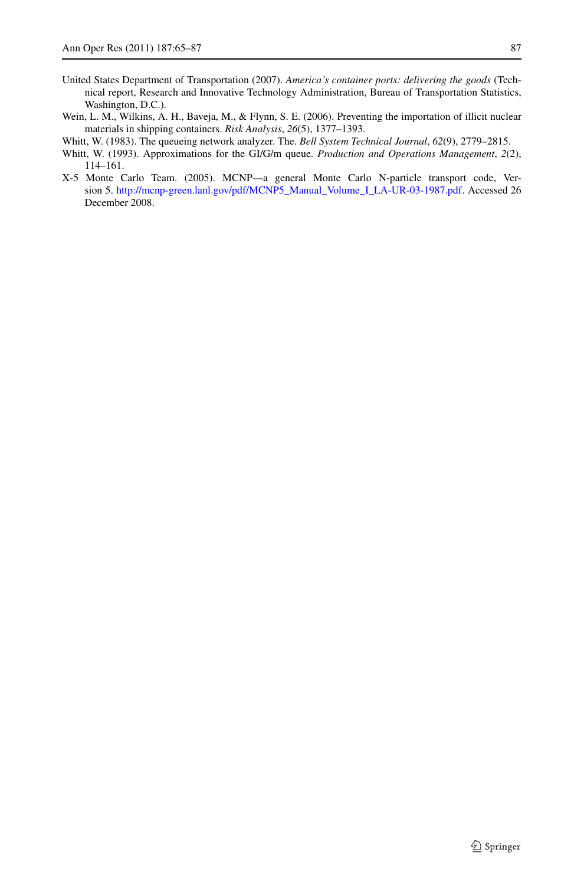United States Department of Transportation (2007). *America's container ports: delivering the goods* (Technical report, Research and Innovative Technology Administration, Bureau of Transportation Statistics, Washington, D.C.).

Wein, L. M., Wilkins, A. H., Baveja, M., & Flynn, S. E. (2006). Preventing the importation of illicit nuclear materials in shipping containers. *Risk Analysis*, *26*(5), 1377–1393.

Whitt, W. (1983). The queueing network analyzer. The. *Bell System Technical Journal*, *62*(9), 2779–2815.

Whitt, W. (1993). Approximations for the GI/G/m queue. *Production and Operations Management*, *2*(2), 114–161.

X-5 Monte Carlo Team. (2005). MCNP—a general Monte Carlo N-particle transport code, Version 5. http://mcnp-green.lanl.gov/pdf/MCNP5_Manual_Volume_I_LA-UR-03-1987.pdf. Accessed 26 December 2008.